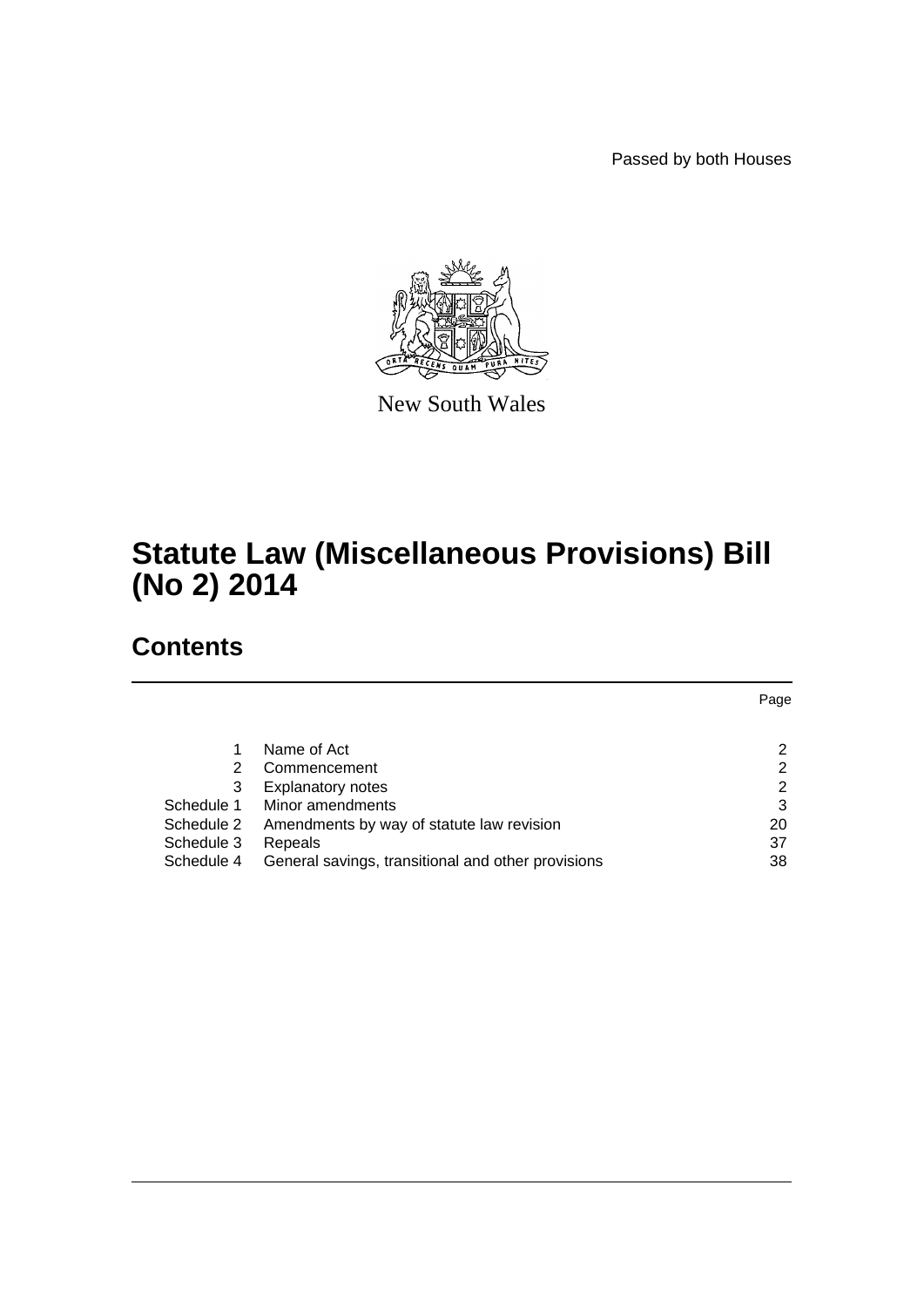Passed by both Houses

New South Wales

# Statute Law (Miscellaneous Provisions) Bill (No 2) 2014

## Contents

| | | Page |
|---|---|---|
| 1 | Name of Act | 2 |
| 2 | Commencement | 2 |
| 3 | Explanatory notes | 2 |
| Schedule 1 | Minor amendments | 3 |
| Schedule 2 | Amendments by way of statute law revision | 20 |
| Schedule 3 | Repeals | 37 |
| Schedule 4 | General savings, transitional and other provisions | 38 |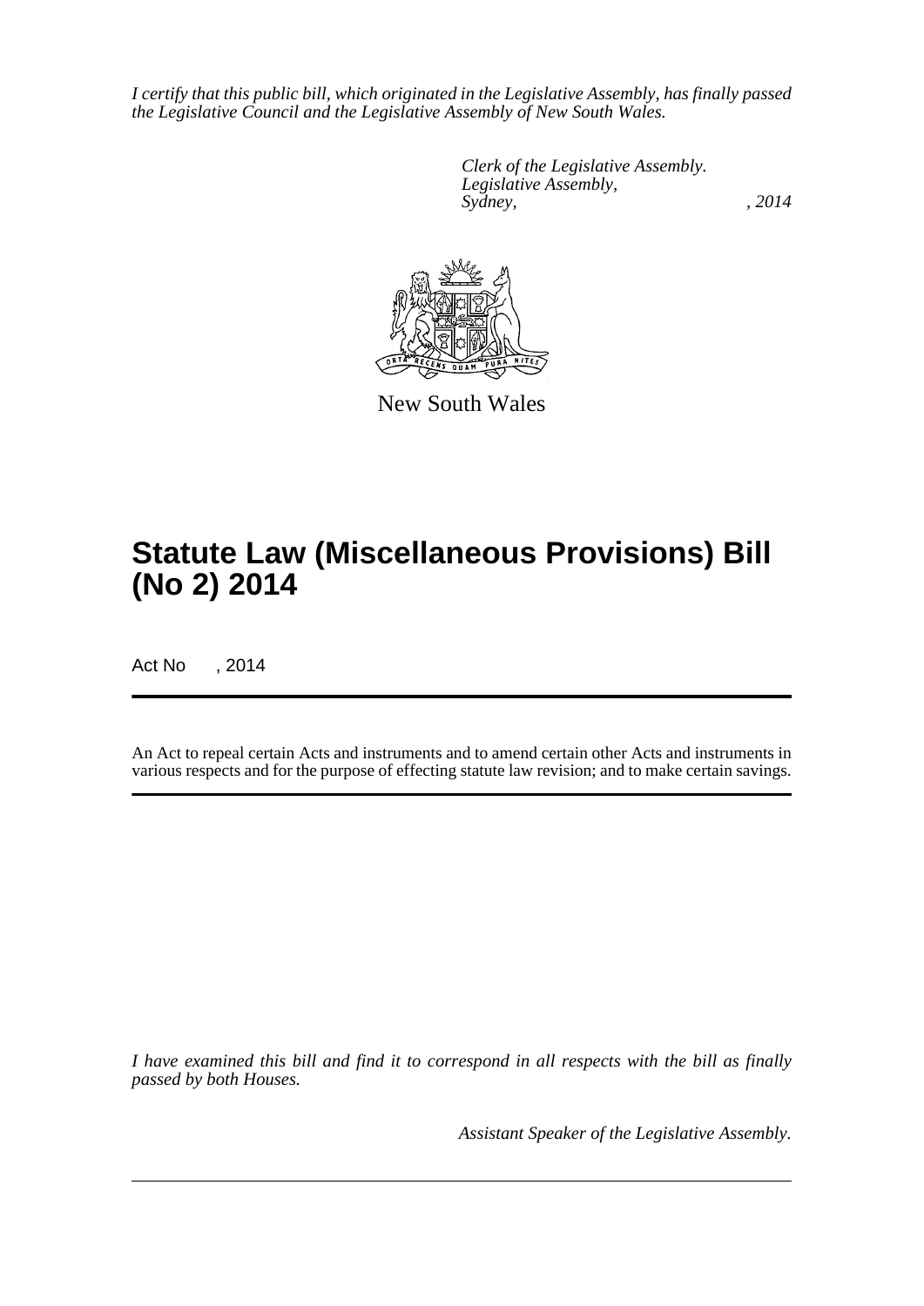*I certify that this public bill, which originated in the Legislative Assembly, has finally passed the Legislative Council and the Legislative Assembly of New South Wales.*

*Clerk of the Legislative Assembly.*
*Legislative Assembly,*
*Sydney, , 2014*

New South Wales

# Statute Law (Miscellaneous Provisions) Bill (No 2) 2014

Act No , 2014

An Act to repeal certain Acts and instruments and to amend certain other Acts and instruments in various respects and for the purpose of effecting statute law revision; and to make certain savings.

*I have examined this bill and find it to correspond in all respects with the bill as finally passed by both Houses.*

*Assistant Speaker of the Legislative Assembly.*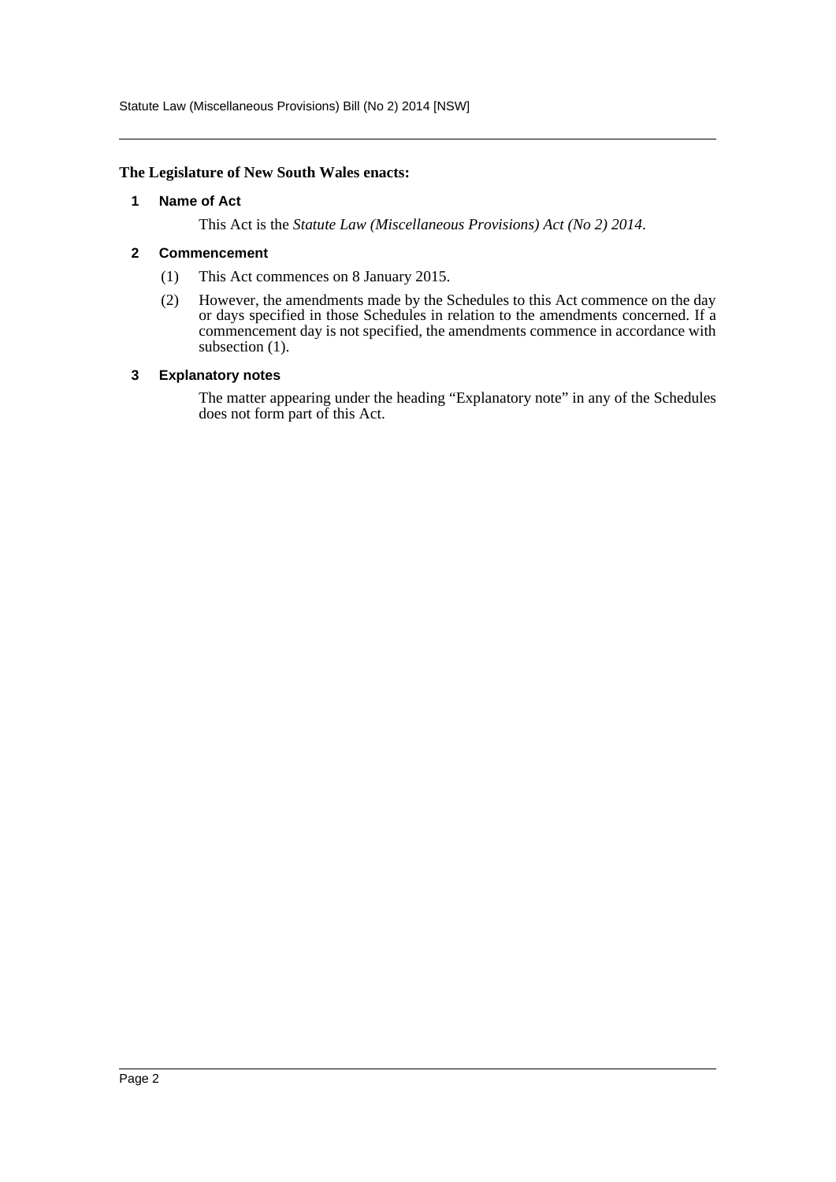**The Legislature of New South Wales enacts:**

### 1 Name of Act

This Act is the *Statute Law (Miscellaneous Provisions) Act (No 2) 2014*.

### 2 Commencement

(1) This Act commences on 8 January 2015.

(2) However, the amendments made by the Schedules to this Act commence on the day or days specified in those Schedules in relation to the amendments concerned. If a commencement day is not specified, the amendments commence in accordance with subsection (1).

### 3 Explanatory notes

The matter appearing under the heading "Explanatory note" in any of the Schedules does not form part of this Act.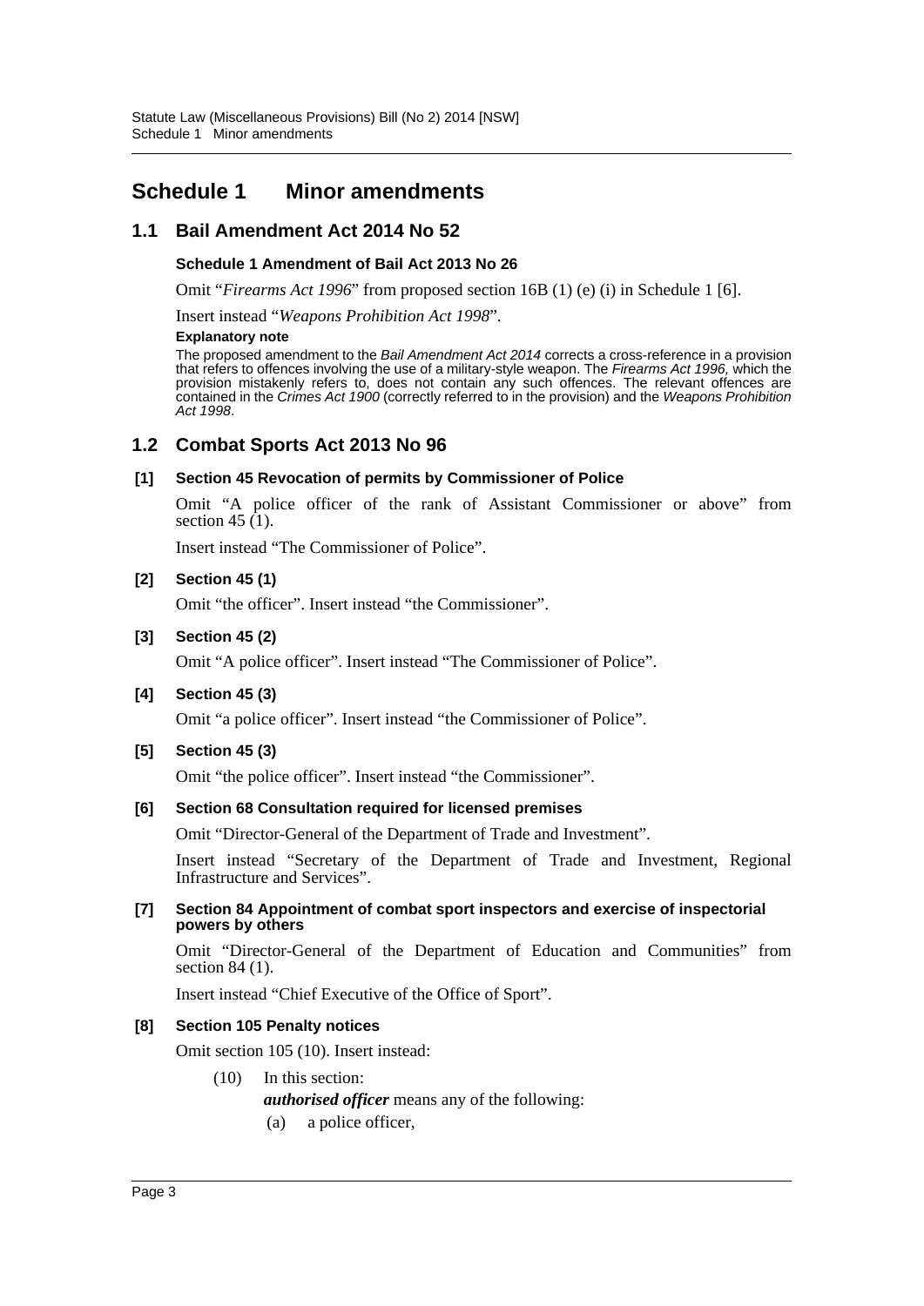# Schedule 1 Minor amendments

## 1.1 Bail Amendment Act 2014 No 52

### Schedule 1 Amendment of Bail Act 2013 No 26

Omit "*Firearms Act 1996*" from proposed section 16B (1) (e) (i) in Schedule 1 [6].

Insert instead "*Weapons Prohibition Act 1998*".

**Explanatory note**

The proposed amendment to the *Bail Amendment Act 2014* corrects a cross-reference in a provision that refers to offences involving the use of a military-style weapon. The *Firearms Act 1996,* which the provision mistakenly refers to, does not contain any such offences. The relevant offences are contained in the *Crimes Act 1900* (correctly referred to in the provision) and the *Weapons Prohibition Act 1998*.

## 1.2 Combat Sports Act 2013 No 96

### [1] Section 45 Revocation of permits by Commissioner of Police

Omit "A police officer of the rank of Assistant Commissioner or above" from section 45 (1).

Insert instead "The Commissioner of Police".

### [2] Section 45 (1)

Omit "the officer". Insert instead "the Commissioner".

### [3] Section 45 (2)

Omit "A police officer". Insert instead "The Commissioner of Police".

### [4] Section 45 (3)

Omit "a police officer". Insert instead "the Commissioner of Police".

### [5] Section 45 (3)

Omit "the police officer". Insert instead "the Commissioner".

### [6] Section 68 Consultation required for licensed premises

Omit "Director-General of the Department of Trade and Investment".

Insert instead "Secretary of the Department of Trade and Investment, Regional Infrastructure and Services".

### [7] Section 84 Appointment of combat sport inspectors and exercise of inspectorial powers by others

Omit "Director-General of the Department of Education and Communities" from section 84 (1).

Insert instead "Chief Executive of the Office of Sport".

### [8] Section 105 Penalty notices

Omit section 105 (10). Insert instead:

(10) In this section:

***authorised officer*** means any of the following:

(a) a police officer,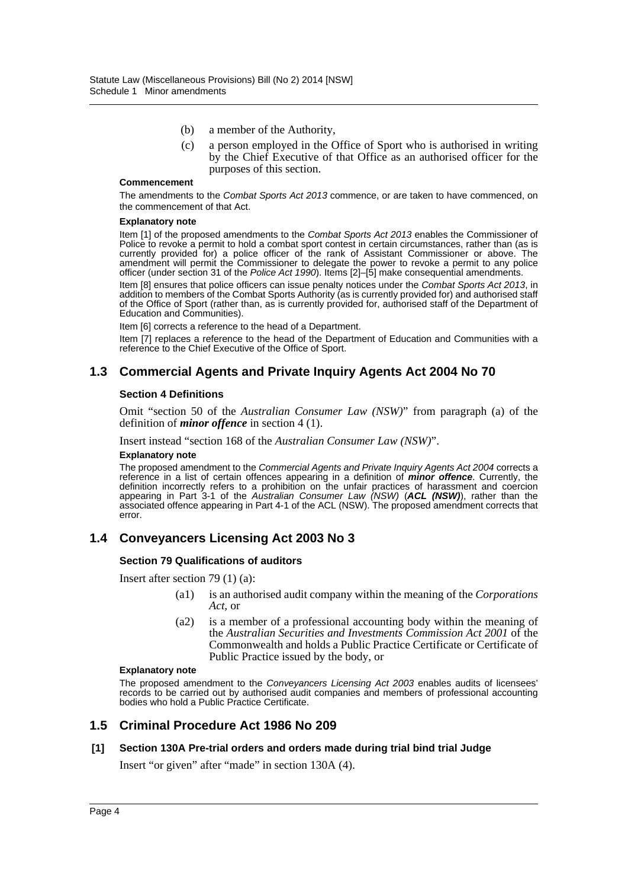(b) a member of the Authority,

(c) a person employed in the Office of Sport who is authorised in writing by the Chief Executive of that Office as an authorised officer for the purposes of this section.

**Commencement**

The amendments to the *Combat Sports Act 2013* commence, or are taken to have commenced, on the commencement of that Act.

**Explanatory note**

Item [1] of the proposed amendments to the *Combat Sports Act 2013* enables the Commissioner of Police to revoke a permit to hold a combat sport contest in certain circumstances, rather than (as is currently provided for) a police officer of the rank of Assistant Commissioner or above. The amendment will permit the Commissioner to delegate the power to revoke a permit to any police officer (under section 31 of the *Police Act 1990*). Items [2]–[5] make consequential amendments.

Item [8] ensures that police officers can issue penalty notices under the *Combat Sports Act 2013*, in addition to members of the Combat Sports Authority (as is currently provided for) and authorised staff of the Office of Sport (rather than, as is currently provided for, authorised staff of the Department of Education and Communities).

Item [6] corrects a reference to the head of a Department.

Item [7] replaces a reference to the head of the Department of Education and Communities with a reference to the Chief Executive of the Office of Sport.

## 1.3 Commercial Agents and Private Inquiry Agents Act 2004 No 70

### Section 4 Definitions

Omit "section 50 of the *Australian Consumer Law (NSW)*" from paragraph (a) of the definition of ***minor offence*** in section 4 (1).

Insert instead "section 168 of the *Australian Consumer Law (NSW)*".

**Explanatory note**

The proposed amendment to the *Commercial Agents and Private Inquiry Agents Act 2004* corrects a reference in a list of certain offences appearing in a definition of ***minor offence***. Currently, the definition incorrectly refers to a prohibition on the unfair practices of harassment and coercion appearing in Part 3-1 of the *Australian Consumer Law (NSW)* (***ACL (NSW)***), rather than the associated offence appearing in Part 4-1 of the ACL (NSW). The proposed amendment corrects that error.

## 1.4 Conveyancers Licensing Act 2003 No 3

### Section 79 Qualifications of auditors

Insert after section 79 (1) (a):

(a1) is an authorised audit company within the meaning of the *Corporations Act*, or

(a2) is a member of a professional accounting body within the meaning of the *Australian Securities and Investments Commission Act 2001* of the Commonwealth and holds a Public Practice Certificate or Certificate of Public Practice issued by the body, or

**Explanatory note**

The proposed amendment to the *Conveyancers Licensing Act 2003* enables audits of licensees' records to be carried out by authorised audit companies and members of professional accounting bodies who hold a Public Practice Certificate.

## 1.5 Criminal Procedure Act 1986 No 209

### [1] Section 130A Pre-trial orders and orders made during trial bind trial Judge

Insert "or given" after "made" in section 130A (4).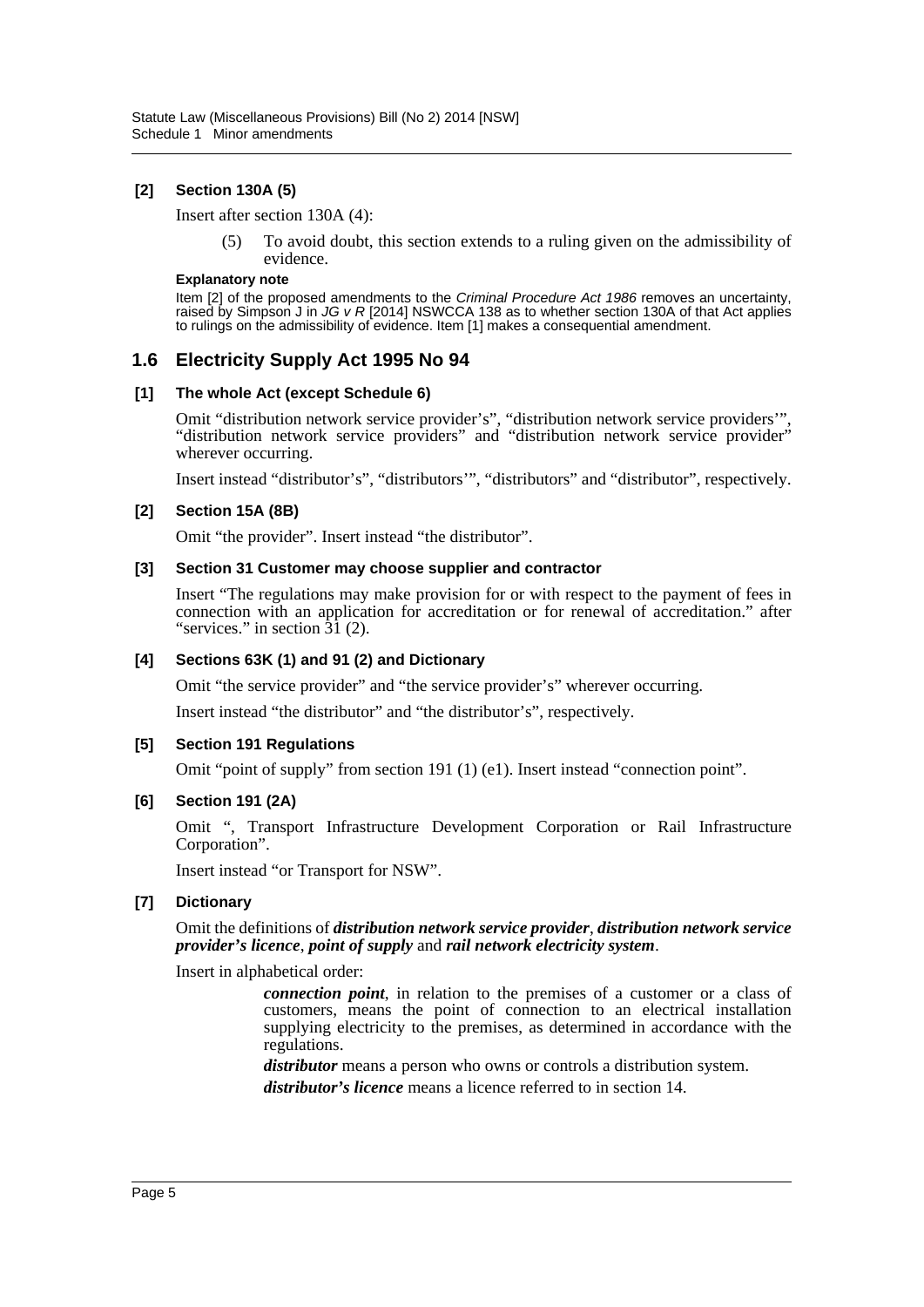### [2] Section 130A (5)

Insert after section 130A (4):

> (5) To avoid doubt, this section extends to a ruling given on the admissibility of evidence.

**Explanatory note**

Item [2] of the proposed amendments to the *Criminal Procedure Act 1986* removes an uncertainty, raised by Simpson J in *JG v R* [2014] NSWCCA 138 as to whether section 130A of that Act applies to rulings on the admissibility of evidence. Item [1] makes a consequential amendment.

## 1.6 Electricity Supply Act 1995 No 94

### [1] The whole Act (except Schedule 6)

Omit "distribution network service provider's", "distribution network service providers'", "distribution network service providers" and "distribution network service provider" wherever occurring.

Insert instead "distributor's", "distributors'", "distributors" and "distributor", respectively.

### [2] Section 15A (8B)

Omit "the provider". Insert instead "the distributor".

### [3] Section 31 Customer may choose supplier and contractor

Insert "The regulations may make provision for or with respect to the payment of fees in connection with an application for accreditation or for renewal of accreditation." after "services." in section 31 (2).

### [4] Sections 63K (1) and 91 (2) and Dictionary

Omit "the service provider" and "the service provider's" wherever occurring.

Insert instead "the distributor" and "the distributor's", respectively.

### [5] Section 191 Regulations

Omit "point of supply" from section 191 (1) (e1). Insert instead "connection point".

### [6] Section 191 (2A)

Omit ", Transport Infrastructure Development Corporation or Rail Infrastructure Corporation".

Insert instead "or Transport for NSW".

### [7] Dictionary

Omit the definitions of ***distribution network service provider***, ***distribution network service provider's licence***, ***point of supply*** and ***rail network electricity system***.

Insert in alphabetical order:

> ***connection point***, in relation to the premises of a customer or a class of customers, means the point of connection to an electrical installation supplying electricity to the premises, as determined in accordance with the regulations.
>
> ***distributor*** means a person who owns or controls a distribution system.
>
> ***distributor's licence*** means a licence referred to in section 14.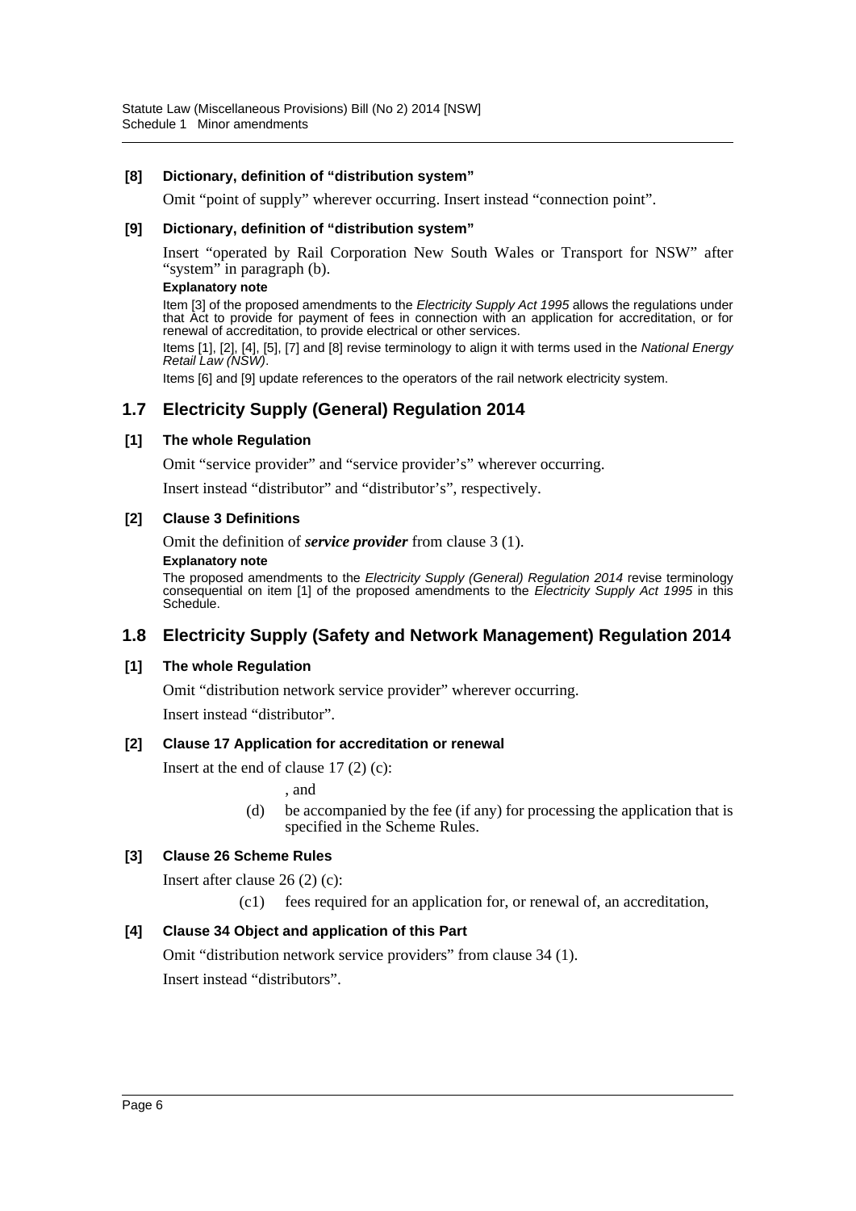#### [8] Dictionary, definition of "distribution system"

Omit "point of supply" wherever occurring. Insert instead "connection point".

#### [9] Dictionary, definition of "distribution system"

Insert "operated by Rail Corporation New South Wales or Transport for NSW" after "system" in paragraph (b).

**Explanatory note**

Item [3] of the proposed amendments to the *Electricity Supply Act 1995* allows the regulations under that Act to provide for payment of fees in connection with an application for accreditation, or for renewal of accreditation, to provide electrical or other services.

Items [1], [2], [4], [5], [7] and [8] revise terminology to align it with terms used in the *National Energy Retail Law (NSW)*.

Items [6] and [9] update references to the operators of the rail network electricity system.

## 1.7 Electricity Supply (General) Regulation 2014

#### [1] The whole Regulation

Omit "service provider" and "service provider's" wherever occurring.

Insert instead "distributor" and "distributor's", respectively.

#### [2] Clause 3 Definitions

Omit the definition of ***service provider*** from clause 3 (1).

**Explanatory note**

The proposed amendments to the *Electricity Supply (General) Regulation 2014* revise terminology consequential on item [1] of the proposed amendments to the *Electricity Supply Act 1995* in this Schedule.

## 1.8 Electricity Supply (Safety and Network Management) Regulation 2014

#### [1] The whole Regulation

Omit "distribution network service provider" wherever occurring.

Insert instead "distributor".

#### [2] Clause 17 Application for accreditation or renewal

Insert at the end of clause 17 (2) (c):

, and

(d) be accompanied by the fee (if any) for processing the application that is specified in the Scheme Rules.

#### [3] Clause 26 Scheme Rules

Insert after clause 26 (2) (c):

(c1) fees required for an application for, or renewal of, an accreditation,

#### [4] Clause 34 Object and application of this Part

Omit "distribution network service providers" from clause 34 (1).

Insert instead "distributors".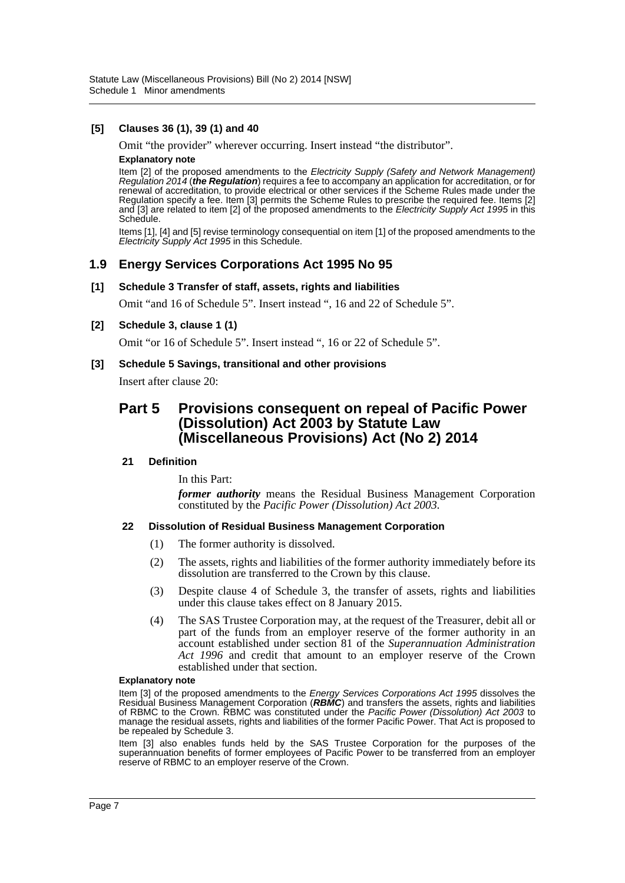**[5] Clauses 36 (1), 39 (1) and 40**

Omit "the provider" wherever occurring. Insert instead "the distributor".

**Explanatory note**

Item [2] of the proposed amendments to the *Electricity Supply (Safety and Network Management) Regulation 2014* (***the Regulation***) requires a fee to accompany an application for accreditation, or for renewal of accreditation, to provide electrical or other services if the Scheme Rules made under the Regulation specify a fee. Item [3] permits the Scheme Rules to prescribe the required fee. Items [2] and [3] are related to item [2] of the proposed amendments to the *Electricity Supply Act 1995* in this Schedule.

Items [1], [4] and [5] revise terminology consequential on item [1] of the proposed amendments to the *Electricity Supply Act 1995* in this Schedule.

## 1.9 Energy Services Corporations Act 1995 No 95

**[1] Schedule 3 Transfer of staff, assets, rights and liabilities**

Omit "and 16 of Schedule 5". Insert instead ", 16 and 22 of Schedule 5".

**[2] Schedule 3, clause 1 (1)**

Omit "or 16 of Schedule 5". Insert instead ", 16 or 22 of Schedule 5".

**[3] Schedule 5 Savings, transitional and other provisions**

Insert after clause 20:

## Part 5 Provisions consequent on repeal of Pacific Power (Dissolution) Act 2003 by Statute Law (Miscellaneous Provisions) Act (No 2) 2014

**21 Definition**

In this Part:

***former authority*** means the Residual Business Management Corporation constituted by the *Pacific Power (Dissolution) Act 2003*.

**22 Dissolution of Residual Business Management Corporation**

(1) The former authority is dissolved.

(2) The assets, rights and liabilities of the former authority immediately before its dissolution are transferred to the Crown by this clause.

(3) Despite clause 4 of Schedule 3, the transfer of assets, rights and liabilities under this clause takes effect on 8 January 2015.

(4) The SAS Trustee Corporation may, at the request of the Treasurer, debit all or part of the funds from an employer reserve of the former authority in an account established under section 81 of the *Superannuation Administration Act 1996* and credit that amount to an employer reserve of the Crown established under that section.

**Explanatory note**

Item [3] of the proposed amendments to the *Energy Services Corporations Act 1995* dissolves the Residual Business Management Corporation (***RBMC***) and transfers the assets, rights and liabilities of RBMC to the Crown. RBMC was constituted under the *Pacific Power (Dissolution) Act 2003* to manage the residual assets, rights and liabilities of the former Pacific Power. That Act is proposed to be repealed by Schedule 3.

Item [3] also enables funds held by the SAS Trustee Corporation for the purposes of the superannuation benefits of former employees of Pacific Power to be transferred from an employer reserve of RBMC to an employer reserve of the Crown.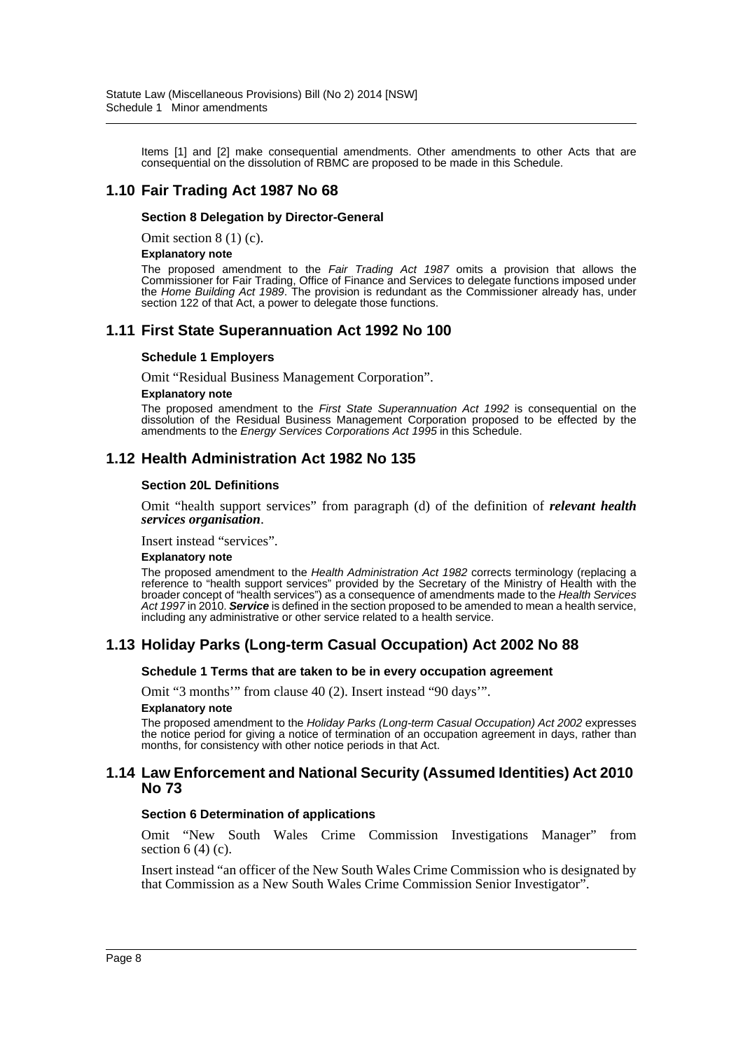Items [1] and [2] make consequential amendments. Other amendments to other Acts that are consequential on the dissolution of RBMC are proposed to be made in this Schedule.

## 1.10 Fair Trading Act 1987 No 68

### Section 8 Delegation by Director-General

Omit section 8 (1) (c).

**Explanatory note**

The proposed amendment to the *Fair Trading Act 1987* omits a provision that allows the Commissioner for Fair Trading, Office of Finance and Services to delegate functions imposed under the *Home Building Act 1989*. The provision is redundant as the Commissioner already has, under section 122 of that Act, a power to delegate those functions.

## 1.11 First State Superannuation Act 1992 No 100

### Schedule 1 Employers

Omit "Residual Business Management Corporation".

**Explanatory note**

The proposed amendment to the *First State Superannuation Act 1992* is consequential on the dissolution of the Residual Business Management Corporation proposed to be effected by the amendments to the *Energy Services Corporations Act 1995* in this Schedule.

## 1.12 Health Administration Act 1982 No 135

### Section 20L Definitions

Omit "health support services" from paragraph (d) of the definition of ***relevant health services organisation***.

Insert instead "services".

**Explanatory note**

The proposed amendment to the *Health Administration Act 1982* corrects terminology (replacing a reference to "health support services" provided by the Secretary of the Ministry of Health with the broader concept of "health services") as a consequence of amendments made to the *Health Services Act 1997* in 2010. ***Service*** is defined in the section proposed to be amended to mean a health service, including any administrative or other service related to a health service.

## 1.13 Holiday Parks (Long-term Casual Occupation) Act 2002 No 88

### Schedule 1 Terms that are taken to be in every occupation agreement

Omit "3 months'" from clause 40 (2). Insert instead "90 days'".

**Explanatory note**

The proposed amendment to the *Holiday Parks (Long-term Casual Occupation) Act 2002* expresses the notice period for giving a notice of termination of an occupation agreement in days, rather than months, for consistency with other notice periods in that Act.

## 1.14 Law Enforcement and National Security (Assumed Identities) Act 2010 No 73

### Section 6 Determination of applications

Omit "New South Wales Crime Commission Investigations Manager" from section 6 (4) (c).

Insert instead "an officer of the New South Wales Crime Commission who is designated by that Commission as a New South Wales Crime Commission Senior Investigator".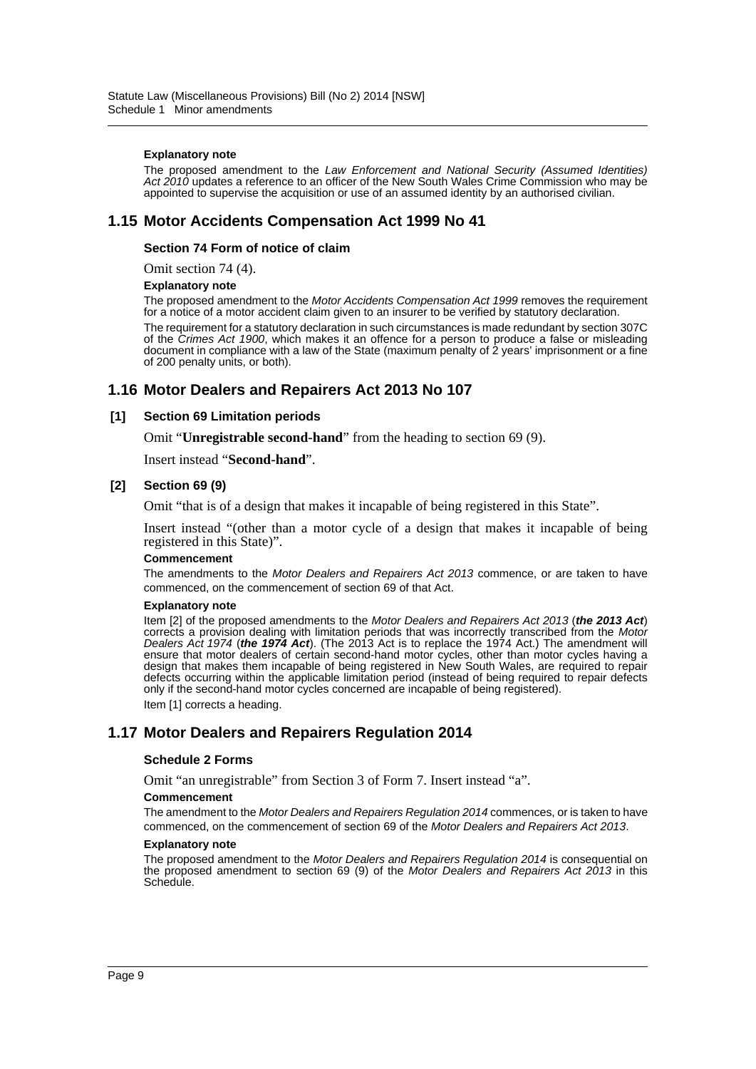#### Explanatory note

The proposed amendment to the *Law Enforcement and National Security (Assumed Identities) Act 2010* updates a reference to an officer of the New South Wales Crime Commission who may be appointed to supervise the acquisition or use of an assumed identity by an authorised civilian.

## 1.15 Motor Accidents Compensation Act 1999 No 41

### Section 74 Form of notice of claim

Omit section 74 (4).

#### Explanatory note

The proposed amendment to the *Motor Accidents Compensation Act 1999* removes the requirement for a notice of a motor accident claim given to an insurer to be verified by statutory declaration.

The requirement for a statutory declaration in such circumstances is made redundant by section 307C of the *Crimes Act 1900*, which makes it an offence for a person to produce a false or misleading document in compliance with a law of the State (maximum penalty of 2 years' imprisonment or a fine of 200 penalty units, or both).

## 1.16 Motor Dealers and Repairers Act 2013 No 107

### [1] Section 69 Limitation periods

Omit "**Unregistrable second-hand**" from the heading to section 69 (9).

Insert instead "**Second-hand**".

### [2] Section 69 (9)

Omit "that is of a design that makes it incapable of being registered in this State".

Insert instead "(other than a motor cycle of a design that makes it incapable of being registered in this State)".

#### Commencement

The amendments to the *Motor Dealers and Repairers Act 2013* commence, or are taken to have commenced, on the commencement of section 69 of that Act.

#### Explanatory note

Item [2] of the proposed amendments to the *Motor Dealers and Repairers Act 2013* (***the 2013 Act***) corrects a provision dealing with limitation periods that was incorrectly transcribed from the *Motor Dealers Act 1974* (***the 1974 Act***). (The 2013 Act is to replace the 1974 Act.) The amendment will ensure that motor dealers of certain second-hand motor cycles, other than motor cycles having a design that makes them incapable of being registered in New South Wales, are required to repair defects occurring within the applicable limitation period (instead of being required to repair defects only if the second-hand motor cycles concerned are incapable of being registered).

Item [1] corrects a heading.

## 1.17 Motor Dealers and Repairers Regulation 2014

### Schedule 2 Forms

Omit "an unregistrable" from Section 3 of Form 7. Insert instead "a".

#### Commencement

The amendment to the *Motor Dealers and Repairers Regulation 2014* commences, or is taken to have commenced, on the commencement of section 69 of the *Motor Dealers and Repairers Act 2013*.

#### Explanatory note

The proposed amendment to the *Motor Dealers and Repairers Regulation 2014* is consequential on the proposed amendment to section 69 (9) of the *Motor Dealers and Repairers Act 2013* in this Schedule.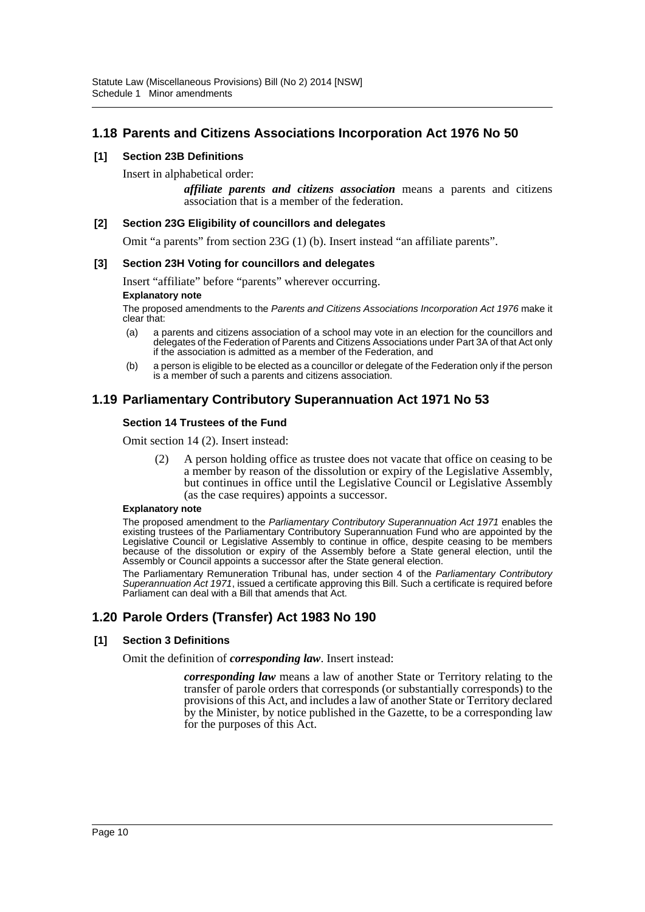## 1.18 Parents and Citizens Associations Incorporation Act 1976 No 50

### [1] Section 23B Definitions

Insert in alphabetical order:

> ***affiliate parents and citizens association*** means a parents and citizens association that is a member of the federation.

### [2] Section 23G Eligibility of councillors and delegates

Omit "a parents" from section 23G (1) (b). Insert instead "an affiliate parents".

### [3] Section 23H Voting for councillors and delegates

Insert "affiliate" before "parents" wherever occurring.

**Explanatory note**

The proposed amendments to the *Parents and Citizens Associations Incorporation Act 1976* make it clear that:

(a) a parents and citizens association of a school may vote in an election for the councillors and delegates of the Federation of Parents and Citizens Associations under Part 3A of that Act only if the association is admitted as a member of the Federation, and

(b) a person is eligible to be elected as a councillor or delegate of the Federation only if the person is a member of such a parents and citizens association.

## 1.19 Parliamentary Contributory Superannuation Act 1971 No 53

### Section 14 Trustees of the Fund

Omit section 14 (2). Insert instead:

> (2) A person holding office as trustee does not vacate that office on ceasing to be a member by reason of the dissolution or expiry of the Legislative Assembly, but continues in office until the Legislative Council or Legislative Assembly (as the case requires) appoints a successor.

**Explanatory note**

The proposed amendment to the *Parliamentary Contributory Superannuation Act 1971* enables the existing trustees of the Parliamentary Contributory Superannuation Fund who are appointed by the Legislative Council or Legislative Assembly to continue in office, despite ceasing to be members because of the dissolution or expiry of the Assembly before a State general election, until the Assembly or Council appoints a successor after the State general election.

The Parliamentary Remuneration Tribunal has, under section 4 of the *Parliamentary Contributory Superannuation Act 1971*, issued a certificate approving this Bill. Such a certificate is required before Parliament can deal with a Bill that amends that Act.

## 1.20 Parole Orders (Transfer) Act 1983 No 190

### [1] Section 3 Definitions

Omit the definition of ***corresponding law***. Insert instead:

> ***corresponding law*** means a law of another State or Territory relating to the transfer of parole orders that corresponds (or substantially corresponds) to the provisions of this Act, and includes a law of another State or Territory declared by the Minister, by notice published in the Gazette, to be a corresponding law for the purposes of this Act.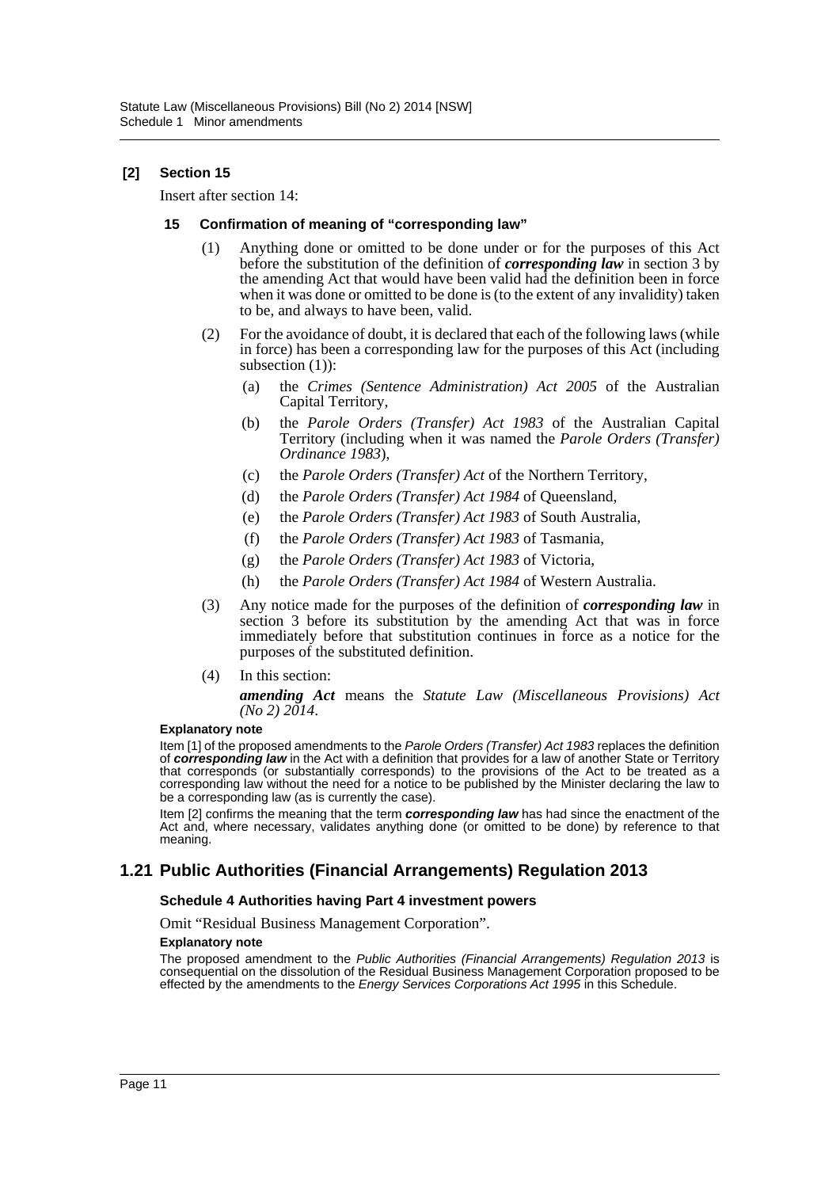### [2] Section 15

Insert after section 14:

#### 15 Confirmation of meaning of "corresponding law"

(1) Anything done or omitted to be done under or for the purposes of this Act before the substitution of the definition of ***corresponding law*** in section 3 by the amending Act that would have been valid had the definition been in force when it was done or omitted to be done is (to the extent of any invalidity) taken to be, and always to have been, valid.

(2) For the avoidance of doubt, it is declared that each of the following laws (while in force) has been a corresponding law for the purposes of this Act (including subsection (1)):

(a) the *Crimes (Sentence Administration) Act 2005* of the Australian Capital Territory,

(b) the *Parole Orders (Transfer) Act 1983* of the Australian Capital Territory (including when it was named the *Parole Orders (Transfer) Ordinance 1983*),

(c) the *Parole Orders (Transfer) Act* of the Northern Territory,

(d) the *Parole Orders (Transfer) Act 1984* of Queensland,

(e) the *Parole Orders (Transfer) Act 1983* of South Australia,

(f) the *Parole Orders (Transfer) Act 1983* of Tasmania,

(g) the *Parole Orders (Transfer) Act 1983* of Victoria,

(h) the *Parole Orders (Transfer) Act 1984* of Western Australia.

(3) Any notice made for the purposes of the definition of ***corresponding law*** in section 3 before its substitution by the amending Act that was in force immediately before that substitution continues in force as a notice for the purposes of the substituted definition.

(4) In this section:

***amending Act*** means the *Statute Law (Miscellaneous Provisions) Act (No 2) 2014*.

**Explanatory note**

Item [1] of the proposed amendments to the *Parole Orders (Transfer) Act 1983* replaces the definition of ***corresponding law*** in the Act with a definition that provides for a law of another State or Territory that corresponds (or substantially corresponds) to the provisions of the Act to be treated as a corresponding law without the need for a notice to be published by the Minister declaring the law to be a corresponding law (as is currently the case).

Item [2] confirms the meaning that the term ***corresponding law*** has had since the enactment of the Act and, where necessary, validates anything done (or omitted to be done) by reference to that meaning.

## 1.21 Public Authorities (Financial Arrangements) Regulation 2013

### Schedule 4 Authorities having Part 4 investment powers

Omit "Residual Business Management Corporation".

**Explanatory note**

The proposed amendment to the *Public Authorities (Financial Arrangements) Regulation 2013* is consequential on the dissolution of the Residual Business Management Corporation proposed to be effected by the amendments to the *Energy Services Corporations Act 1995* in this Schedule.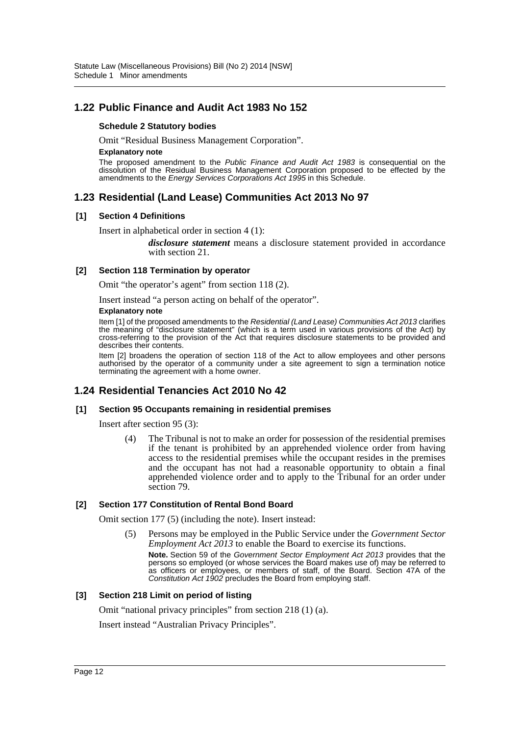## 1.22 Public Finance and Audit Act 1983 No 152

**Schedule 2 Statutory bodies**

Omit "Residual Business Management Corporation".

**Explanatory note**

The proposed amendment to the *Public Finance and Audit Act 1983* is consequential on the dissolution of the Residual Business Management Corporation proposed to be effected by the amendments to the *Energy Services Corporations Act 1995* in this Schedule.

## 1.23 Residential (Land Lease) Communities Act 2013 No 97

**[1] Section 4 Definitions**

Insert in alphabetical order in section 4 (1):

> ***disclosure statement*** means a disclosure statement provided in accordance with section 21.

**[2] Section 118 Termination by operator**

Omit "the operator's agent" from section 118 (2).

Insert instead "a person acting on behalf of the operator".

**Explanatory note**

Item [1] of the proposed amendments to the *Residential (Land Lease) Communities Act 2013* clarifies the meaning of "disclosure statement" (which is a term used in various provisions of the Act) by cross-referring to the provision of the Act that requires disclosure statements to be provided and describes their contents.

Item [2] broadens the operation of section 118 of the Act to allow employees and other persons authorised by the operator of a community under a site agreement to sign a termination notice terminating the agreement with a home owner.

## 1.24 Residential Tenancies Act 2010 No 42

**[1] Section 95 Occupants remaining in residential premises**

Insert after section 95 (3):

> (4) The Tribunal is not to make an order for possession of the residential premises if the tenant is prohibited by an apprehended violence order from having access to the residential premises while the occupant resides in the premises and the occupant has not had a reasonable opportunity to obtain a final apprehended violence order and to apply to the Tribunal for an order under section 79.

**[2] Section 177 Constitution of Rental Bond Board**

Omit section 177 (5) (including the note). Insert instead:

> (5) Persons may be employed in the Public Service under the *Government Sector Employment Act 2013* to enable the Board to exercise its functions.
>
> **Note.** Section 59 of the *Government Sector Employment Act 2013* provides that the persons so employed (or whose services the Board makes use of) may be referred to as officers or employees, or members of staff, of the Board. Section 47A of the *Constitution Act 1902* precludes the Board from employing staff.

**[3] Section 218 Limit on period of listing**

Omit "national privacy principles" from section 218 (1) (a).

Insert instead "Australian Privacy Principles".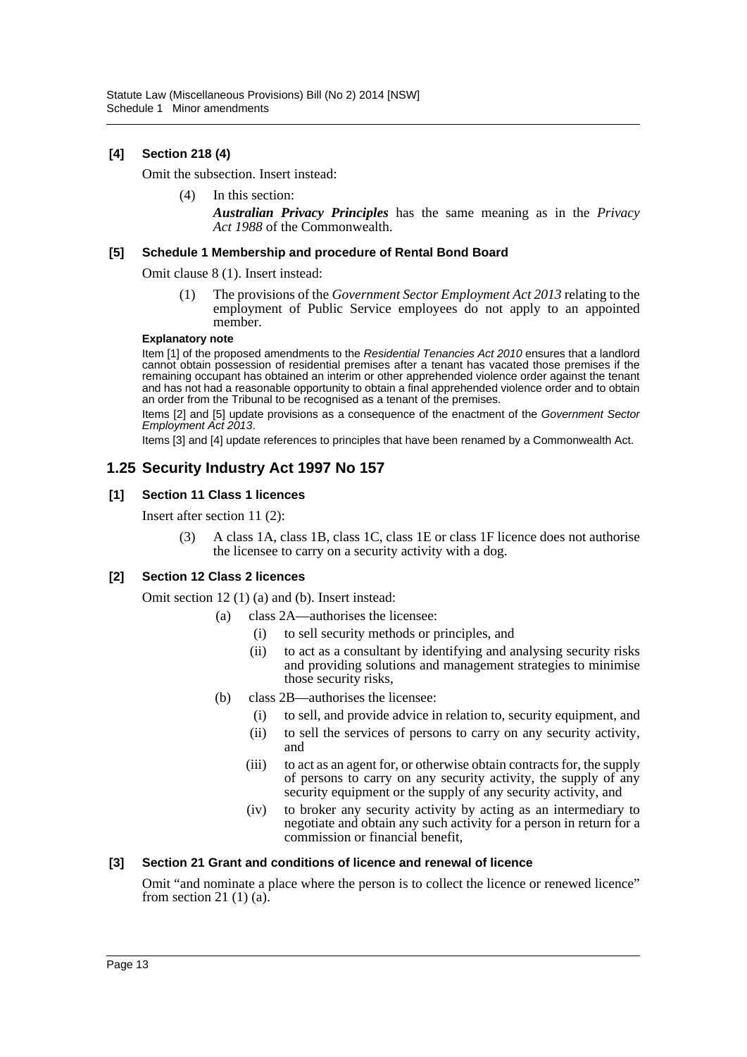**[4] Section 218 (4)**

Omit the subsection. Insert instead:

(4) In this section:

***Australian Privacy Principles*** has the same meaning as in the *Privacy Act 1988* of the Commonwealth.

**[5] Schedule 1 Membership and procedure of Rental Bond Board**

Omit clause 8 (1). Insert instead:

(1) The provisions of the *Government Sector Employment Act 2013* relating to the employment of Public Service employees do not apply to an appointed member.

**Explanatory note**

Item [1] of the proposed amendments to the *Residential Tenancies Act 2010* ensures that a landlord cannot obtain possession of residential premises after a tenant has vacated those premises if the remaining occupant has obtained an interim or other apprehended violence order against the tenant and has not had a reasonable opportunity to obtain a final apprehended violence order and to obtain an order from the Tribunal to be recognised as a tenant of the premises.

Items [2] and [5] update provisions as a consequence of the enactment of the *Government Sector Employment Act 2013*.

Items [3] and [4] update references to principles that have been renamed by a Commonwealth Act.

## 1.25 Security Industry Act 1997 No 157

**[1] Section 11 Class 1 licences**

Insert after section 11 (2):

(3) A class 1A, class 1B, class 1C, class 1E or class 1F licence does not authorise the licensee to carry on a security activity with a dog.

**[2] Section 12 Class 2 licences**

Omit section 12 (1) (a) and (b). Insert instead:

(a) class 2A—authorises the licensee:

(i) to sell security methods or principles, and

(ii) to act as a consultant by identifying and analysing security risks and providing solutions and management strategies to minimise those security risks,

(b) class 2B—authorises the licensee:

(i) to sell, and provide advice in relation to, security equipment, and

(ii) to sell the services of persons to carry on any security activity, and

(iii) to act as an agent for, or otherwise obtain contracts for, the supply of persons to carry on any security activity, the supply of any security equipment or the supply of any security activity, and

(iv) to broker any security activity by acting as an intermediary to negotiate and obtain any such activity for a person in return for a commission or financial benefit,

**[3] Section 21 Grant and conditions of licence and renewal of licence**

Omit "and nominate a place where the person is to collect the licence or renewed licence" from section 21 (1) (a).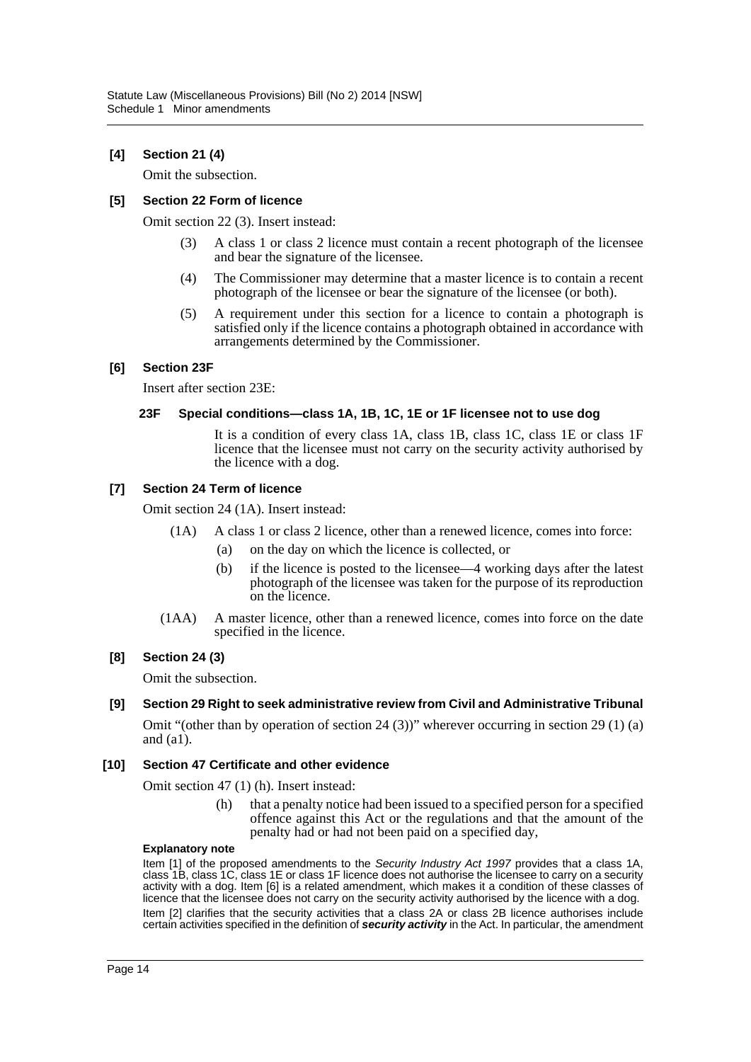**[4] Section 21 (4)**

Omit the subsection.

**[5] Section 22 Form of licence**

Omit section 22 (3). Insert instead:

> (3) A class 1 or class 2 licence must contain a recent photograph of the licensee and bear the signature of the licensee.
>
> (4) The Commissioner may determine that a master licence is to contain a recent photograph of the licensee or bear the signature of the licensee (or both).
>
> (5) A requirement under this section for a licence to contain a photograph is satisfied only if the licence contains a photograph obtained in accordance with arrangements determined by the Commissioner.

**[6] Section 23F**

Insert after section 23E:

> **23F Special conditions—class 1A, 1B, 1C, 1E or 1F licensee not to use dog**
>
> It is a condition of every class 1A, class 1B, class 1C, class 1E or class 1F licence that the licensee must not carry on the security activity authorised by the licence with a dog.

**[7] Section 24 Term of licence**

Omit section 24 (1A). Insert instead:

> (1A) A class 1 or class 2 licence, other than a renewed licence, comes into force:
>
> (a) on the day on which the licence is collected, or
>
> (b) if the licence is posted to the licensee—4 working days after the latest photograph of the licensee was taken for the purpose of its reproduction on the licence.
>
> (1AA) A master licence, other than a renewed licence, comes into force on the date specified in the licence.

**[8] Section 24 (3)**

Omit the subsection.

**[9] Section 29 Right to seek administrative review from Civil and Administrative Tribunal**

Omit "(other than by operation of section 24 (3))" wherever occurring in section 29 (1) (a) and (a1).

**[10] Section 47 Certificate and other evidence**

Omit section 47 (1) (h). Insert instead:

> (h) that a penalty notice had been issued to a specified person for a specified offence against this Act or the regulations and that the amount of the penalty had or had not been paid on a specified day,

**Explanatory note**

Item [1] of the proposed amendments to the *Security Industry Act 1997* provides that a class 1A, class 1B, class 1C, class 1E or class 1F licence does not authorise the licensee to carry on a security activity with a dog. Item [6] is a related amendment, which makes it a condition of these classes of licence that the licensee does not carry on the security activity authorised by the licence with a dog.

Item [2] clarifies that the security activities that a class 2A or class 2B licence authorises include certain activities specified in the definition of ***security activity*** in the Act. In particular, the amendment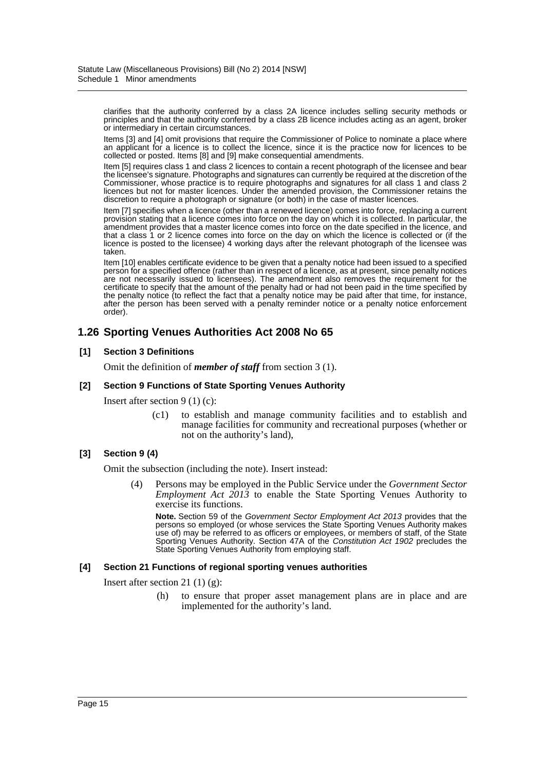clarifies that the authority conferred by a class 2A licence includes selling security methods or principles and that the authority conferred by a class 2B licence includes acting as an agent, broker or intermediary in certain circumstances.

Items [3] and [4] omit provisions that require the Commissioner of Police to nominate a place where an applicant for a licence is to collect the licence, since it is the practice now for licences to be collected or posted. Items [8] and [9] make consequential amendments.

Item [5] requires class 1 and class 2 licences to contain a recent photograph of the licensee and bear the licensee's signature. Photographs and signatures can currently be required at the discretion of the Commissioner, whose practice is to require photographs and signatures for all class 1 and class 2 licences but not for master licences. Under the amended provision, the Commissioner retains the discretion to require a photograph or signature (or both) in the case of master licences.

Item [7] specifies when a licence (other than a renewed licence) comes into force, replacing a current provision stating that a licence comes into force on the day on which it is collected. In particular, the amendment provides that a master licence comes into force on the date specified in the licence, and that a class 1 or 2 licence comes into force on the day on which the licence is collected or (if the licence is posted to the licensee) 4 working days after the relevant photograph of the licensee was taken.

Item [10] enables certificate evidence to be given that a penalty notice had been issued to a specified person for a specified offence (rather than in respect of a licence, as at present, since penalty notices are not necessarily issued to licensees). The amendment also removes the requirement for the certificate to specify that the amount of the penalty had or had not been paid in the time specified by the penalty notice (to reflect the fact that a penalty notice may be paid after that time, for instance, after the person has been served with a penalty reminder notice or a penalty notice enforcement order).

## 1.26 Sporting Venues Authorities Act 2008 No 65

### [1] Section 3 Definitions

Omit the definition of ***member of staff*** from section 3 (1).

### [2] Section 9 Functions of State Sporting Venues Authority

Insert after section 9 (1) (c):

> (c1) to establish and manage community facilities and to establish and manage facilities for community and recreational purposes (whether or not on the authority's land),

### [3] Section 9 (4)

Omit the subsection (including the note). Insert instead:

> (4) Persons may be employed in the Public Service under the *Government Sector Employment Act 2013* to enable the State Sporting Venues Authority to exercise its functions.
>
> **Note.** Section 59 of the *Government Sector Employment Act 2013* provides that the persons so employed (or whose services the State Sporting Venues Authority makes use of) may be referred to as officers or employees, or members of staff, of the State Sporting Venues Authority. Section 47A of the *Constitution Act 1902* precludes the State Sporting Venues Authority from employing staff.

### [4] Section 21 Functions of regional sporting venues authorities

Insert after section 21 (1) (g):

> (h) to ensure that proper asset management plans are in place and are implemented for the authority's land.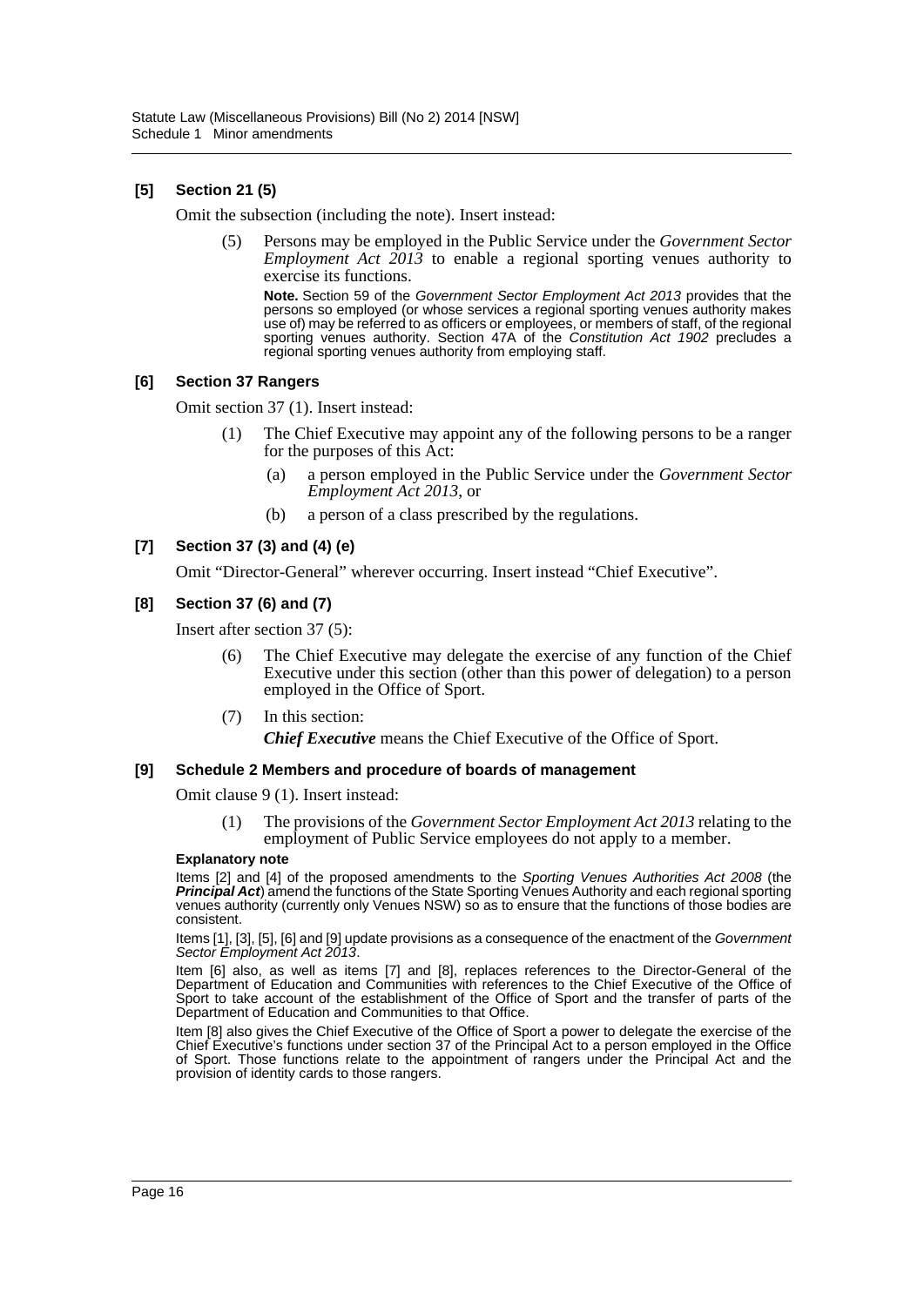### [5] Section 21 (5)

Omit the subsection (including the note). Insert instead:

> (5) Persons may be employed in the Public Service under the *Government Sector Employment Act 2013* to enable a regional sporting venues authority to exercise its functions.
>
> **Note.** Section 59 of the *Government Sector Employment Act 2013* provides that the persons so employed (or whose services a regional sporting venues authority makes use of) may be referred to as officers or employees, or members of staff, of the regional sporting venues authority. Section 47A of the *Constitution Act 1902* precludes a regional sporting venues authority from employing staff.

### [6] Section 37 Rangers

Omit section 37 (1). Insert instead:

> (1) The Chief Executive may appoint any of the following persons to be a ranger for the purposes of this Act:
>
> (a) a person employed in the Public Service under the *Government Sector Employment Act 2013*, or
>
> (b) a person of a class prescribed by the regulations.

### [7] Section 37 (3) and (4) (e)

Omit "Director-General" wherever occurring. Insert instead "Chief Executive".

### [8] Section 37 (6) and (7)

Insert after section 37 (5):

> (6) The Chief Executive may delegate the exercise of any function of the Chief Executive under this section (other than this power of delegation) to a person employed in the Office of Sport.
>
> (7) In this section:
>
> ***Chief Executive*** means the Chief Executive of the Office of Sport.

### [9] Schedule 2 Members and procedure of boards of management

Omit clause 9 (1). Insert instead:

> (1) The provisions of the *Government Sector Employment Act 2013* relating to the employment of Public Service employees do not apply to a member.

#### Explanatory note

Items [2] and [4] of the proposed amendments to the *Sporting Venues Authorities Act 2008* (the ***Principal Act***) amend the functions of the State Sporting Venues Authority and each regional sporting venues authority (currently only Venues NSW) so as to ensure that the functions of those bodies are consistent.

Items [1], [3], [5], [6] and [9] update provisions as a consequence of the enactment of the *Government Sector Employment Act 2013*.

Item [6] also, as well as items [7] and [8], replaces references to the Director-General of the Department of Education and Communities with references to the Chief Executive of the Office of Sport to take account of the establishment of the Office of Sport and the transfer of parts of the Department of Education and Communities to that Office.

Item [8] also gives the Chief Executive of the Office of Sport a power to delegate the exercise of the Chief Executive's functions under section 37 of the Principal Act to a person employed in the Office of Sport. Those functions relate to the appointment of rangers under the Principal Act and the provision of identity cards to those rangers.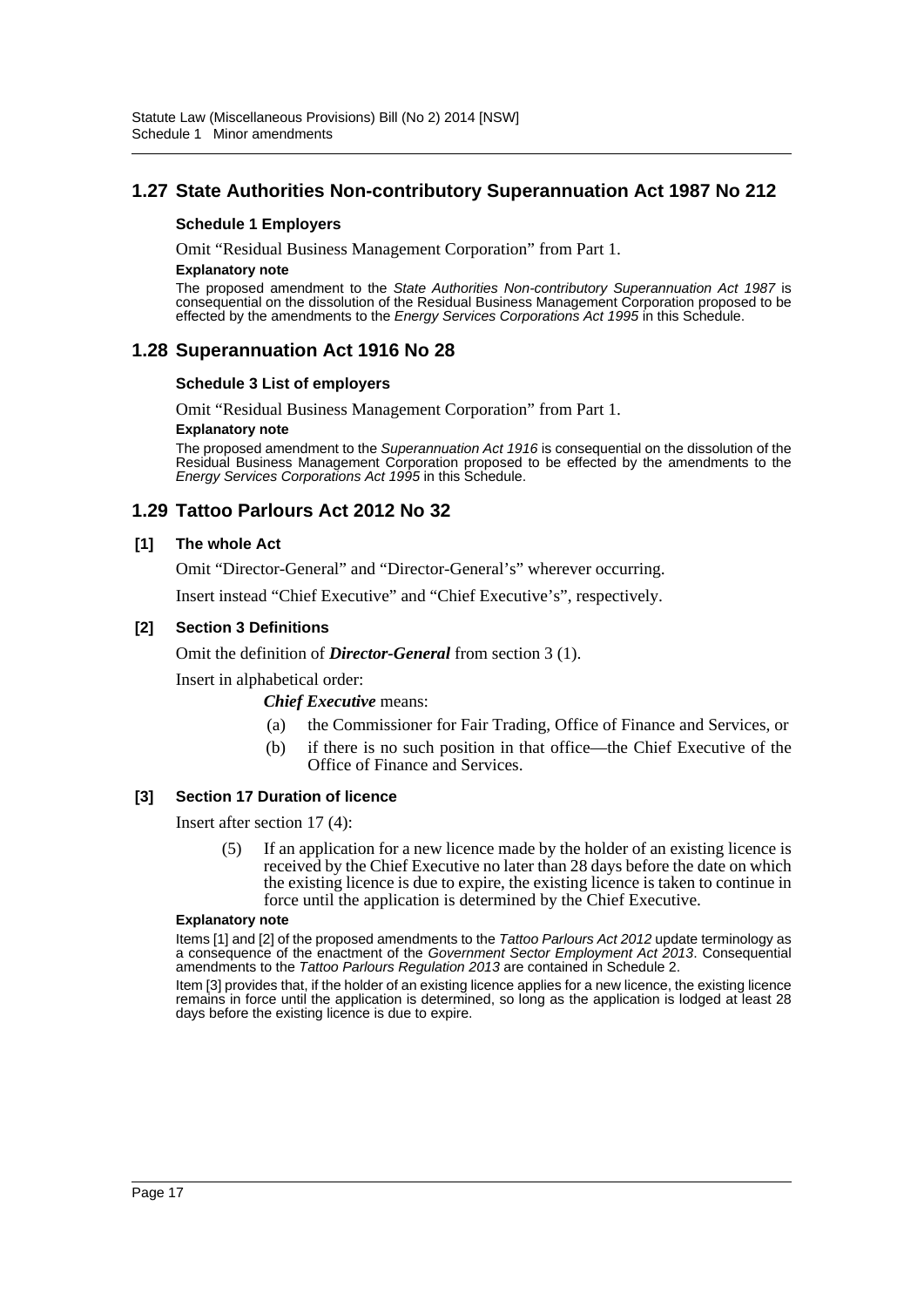## 1.27 State Authorities Non-contributory Superannuation Act 1987 No 212

### Schedule 1 Employers

Omit "Residual Business Management Corporation" from Part 1.

**Explanatory note**

The proposed amendment to the *State Authorities Non-contributory Superannuation Act 1987* is consequential on the dissolution of the Residual Business Management Corporation proposed to be effected by the amendments to the *Energy Services Corporations Act 1995* in this Schedule.

## 1.28 Superannuation Act 1916 No 28

### Schedule 3 List of employers

Omit "Residual Business Management Corporation" from Part 1.

**Explanatory note**

The proposed amendment to the *Superannuation Act 1916* is consequential on the dissolution of the Residual Business Management Corporation proposed to be effected by the amendments to the *Energy Services Corporations Act 1995* in this Schedule.

## 1.29 Tattoo Parlours Act 2012 No 32

### [1] The whole Act

Omit "Director-General" and "Director-General's" wherever occurring.

Insert instead "Chief Executive" and "Chief Executive's", respectively.

### [2] Section 3 Definitions

Omit the definition of ***Director-General*** from section 3 (1).

Insert in alphabetical order:

***Chief Executive*** means:

(a) the Commissioner for Fair Trading, Office of Finance and Services, or

(b) if there is no such position in that office—the Chief Executive of the Office of Finance and Services.

### [3] Section 17 Duration of licence

Insert after section 17 (4):

(5) If an application for a new licence made by the holder of an existing licence is received by the Chief Executive no later than 28 days before the date on which the existing licence is due to expire, the existing licence is taken to continue in force until the application is determined by the Chief Executive.

**Explanatory note**

Items [1] and [2] of the proposed amendments to the *Tattoo Parlours Act 2012* update terminology as a consequence of the enactment of the *Government Sector Employment Act 2013*. Consequential amendments to the *Tattoo Parlours Regulation 2013* are contained in Schedule 2.

Item [3] provides that, if the holder of an existing licence applies for a new licence, the existing licence remains in force until the application is determined, so long as the application is lodged at least 28 days before the existing licence is due to expire.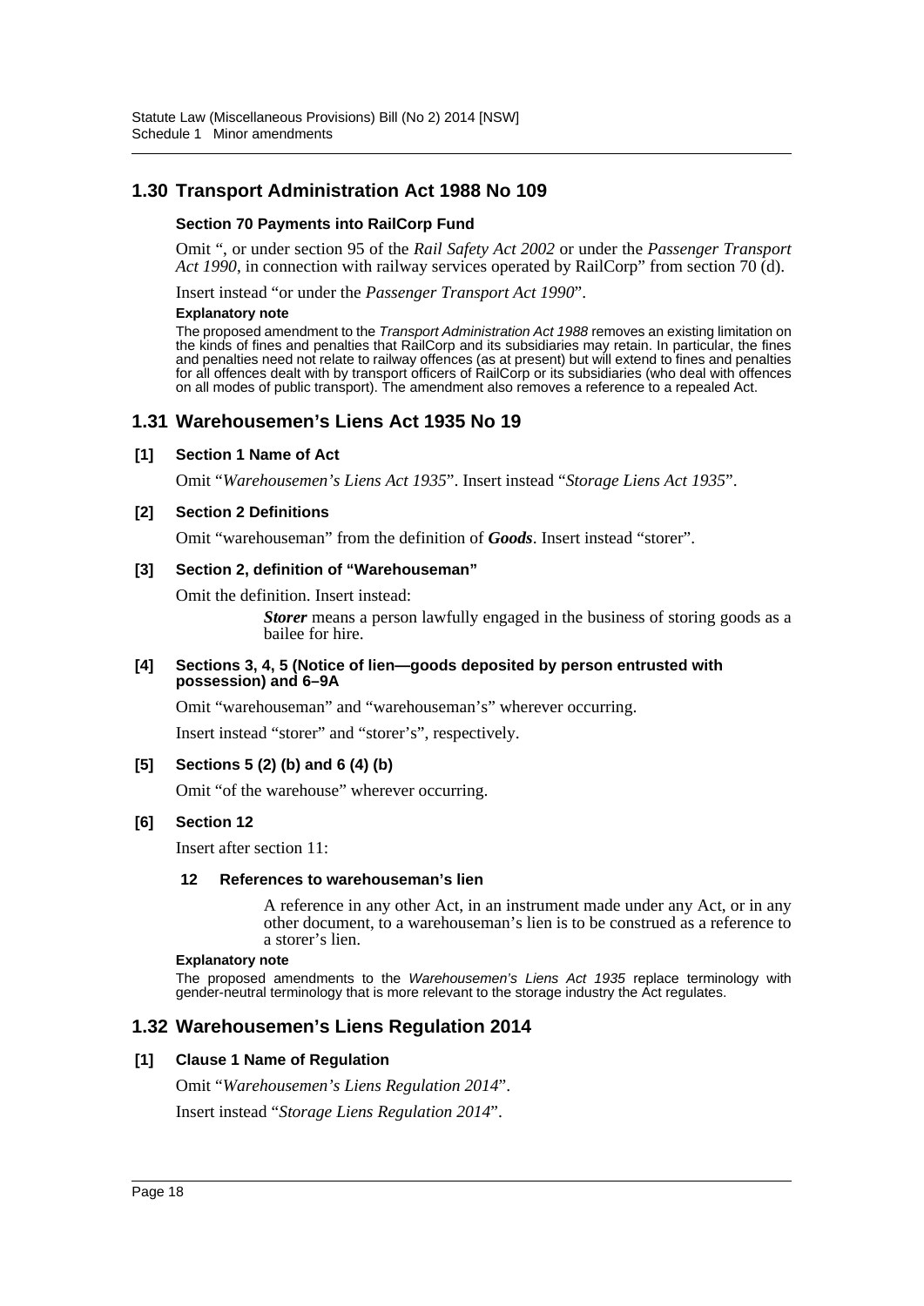## 1.30 Transport Administration Act 1988 No 109

### Section 70 Payments into RailCorp Fund

Omit ", or under section 95 of the *Rail Safety Act 2002* or under the *Passenger Transport Act 1990*, in connection with railway services operated by RailCorp" from section 70 (d).

Insert instead "or under the *Passenger Transport Act 1990*".

**Explanatory note**

The proposed amendment to the *Transport Administration Act 1988* removes an existing limitation on the kinds of fines and penalties that RailCorp and its subsidiaries may retain. In particular, the fines and penalties need not relate to railway offences (as at present) but will extend to fines and penalties for all offences dealt with by transport officers of RailCorp or its subsidiaries (who deal with offences on all modes of public transport). The amendment also removes a reference to a repealed Act.

## 1.31 Warehousemen's Liens Act 1935 No 19

### [1] Section 1 Name of Act

Omit "*Warehousemen's Liens Act 1935*". Insert instead "*Storage Liens Act 1935*".

### [2] Section 2 Definitions

Omit "warehouseman" from the definition of ***Goods***. Insert instead "storer".

### [3] Section 2, definition of "Warehouseman"

Omit the definition. Insert instead:

> ***Storer*** means a person lawfully engaged in the business of storing goods as a bailee for hire.

### [4] Sections 3, 4, 5 (Notice of lien—goods deposited by person entrusted with possession) and 6–9A

Omit "warehouseman" and "warehouseman's" wherever occurring.

Insert instead "storer" and "storer's", respectively.

### [5] Sections 5 (2) (b) and 6 (4) (b)

Omit "of the warehouse" wherever occurring.

### [6] Section 12

Insert after section 11:

> **12 References to warehouseman's lien**
>
> A reference in any other Act, in an instrument made under any Act, or in any other document, to a warehouseman's lien is to be construed as a reference to a storer's lien.

**Explanatory note**

The proposed amendments to the *Warehousemen's Liens Act 1935* replace terminology with gender-neutral terminology that is more relevant to the storage industry the Act regulates.

## 1.32 Warehousemen's Liens Regulation 2014

### [1] Clause 1 Name of Regulation

Omit "*Warehousemen's Liens Regulation 2014*".

Insert instead "*Storage Liens Regulation 2014*".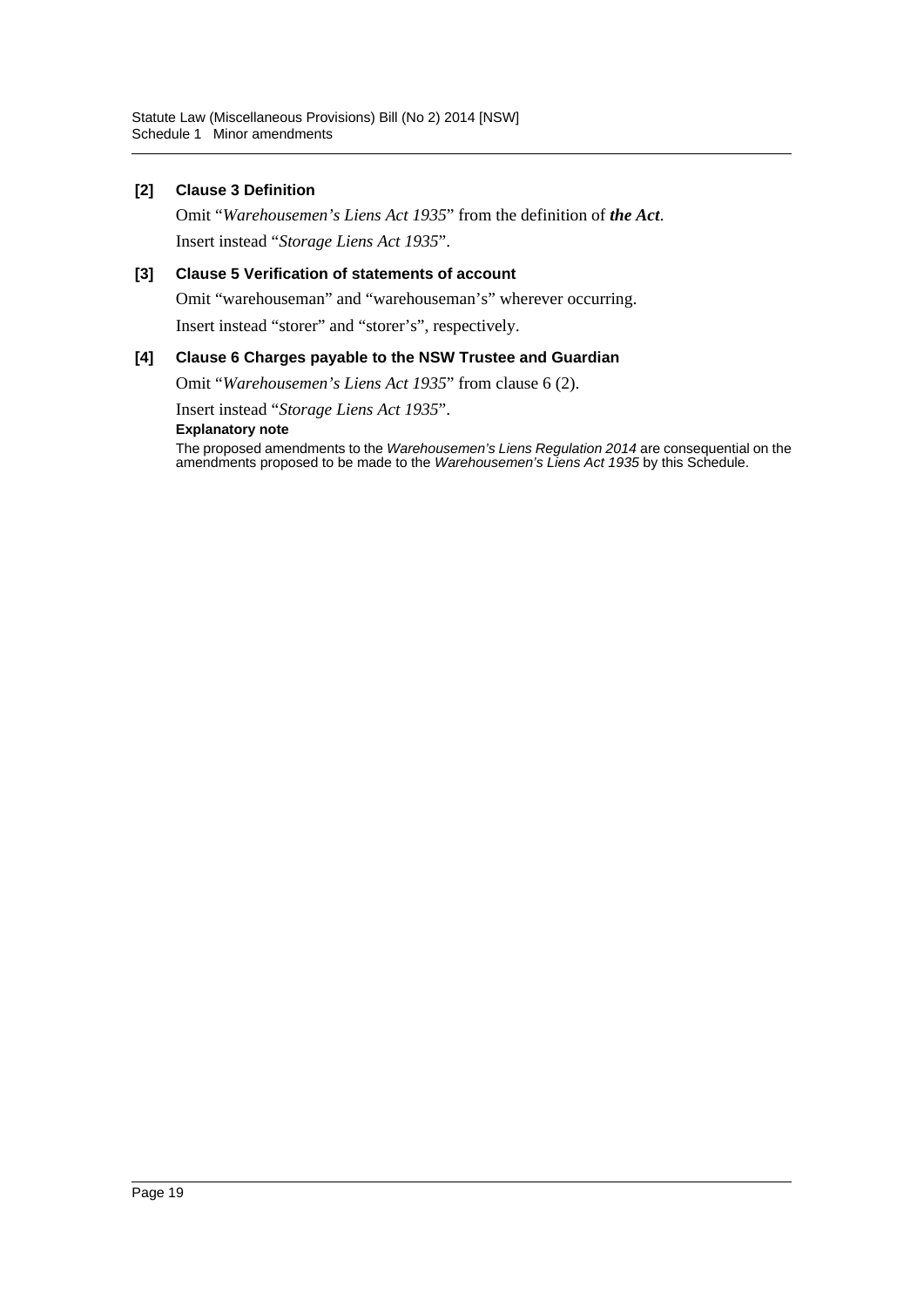**[2] Clause 3 Definition**

Omit "*Warehousemen's Liens Act 1935*" from the definition of ***the Act***.

Insert instead "*Storage Liens Act 1935*".

**[3] Clause 5 Verification of statements of account**

Omit "warehouseman" and "warehouseman's" wherever occurring.

Insert instead "storer" and "storer's", respectively.

**[4] Clause 6 Charges payable to the NSW Trustee and Guardian**

Omit "*Warehousemen's Liens Act 1935*" from clause 6 (2).

Insert instead "*Storage Liens Act 1935*".

**Explanatory note**

The proposed amendments to the *Warehousemen's Liens Regulation 2014* are consequential on the amendments proposed to be made to the *Warehousemen's Liens Act 1935* by this Schedule.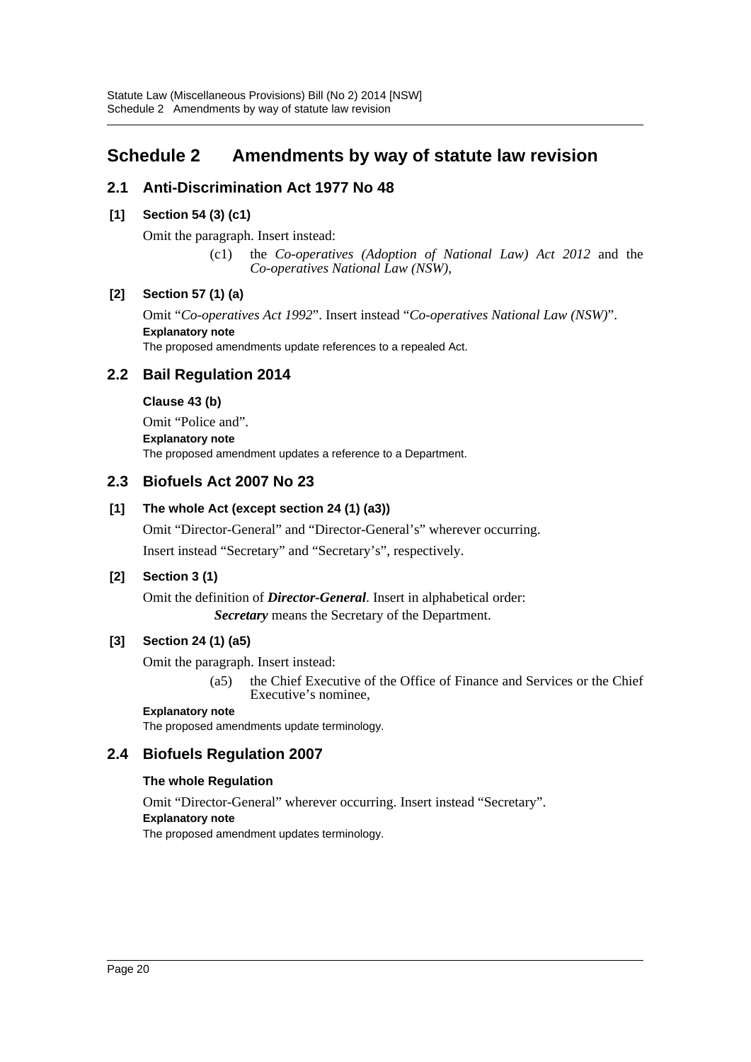# Schedule 2 Amendments by way of statute law revision

## 2.1 Anti-Discrimination Act 1977 No 48

### [1] Section 54 (3) (c1)

Omit the paragraph. Insert instead:

> (c1) the *Co-operatives (Adoption of National Law) Act 2012* and the *Co-operatives National Law (NSW)*,

### [2] Section 57 (1) (a)

Omit "*Co-operatives Act 1992*". Insert instead "*Co-operatives National Law (NSW)*".

**Explanatory note**

The proposed amendments update references to a repealed Act.

## 2.2 Bail Regulation 2014

### Clause 43 (b)

Omit "Police and".

**Explanatory note**

The proposed amendment updates a reference to a Department.

## 2.3 Biofuels Act 2007 No 23

### [1] The whole Act (except section 24 (1) (a3))

Omit "Director-General" and "Director-General's" wherever occurring.

Insert instead "Secretary" and "Secretary's", respectively.

### [2] Section 3 (1)

Omit the definition of ***Director-General***. Insert in alphabetical order:

> ***Secretary*** means the Secretary of the Department.

### [3] Section 24 (1) (a5)

Omit the paragraph. Insert instead:

> (a5) the Chief Executive of the Office of Finance and Services or the Chief Executive's nominee,

**Explanatory note**

The proposed amendments update terminology.

## 2.4 Biofuels Regulation 2007

### The whole Regulation

Omit "Director-General" wherever occurring. Insert instead "Secretary".

**Explanatory note**

The proposed amendment updates terminology.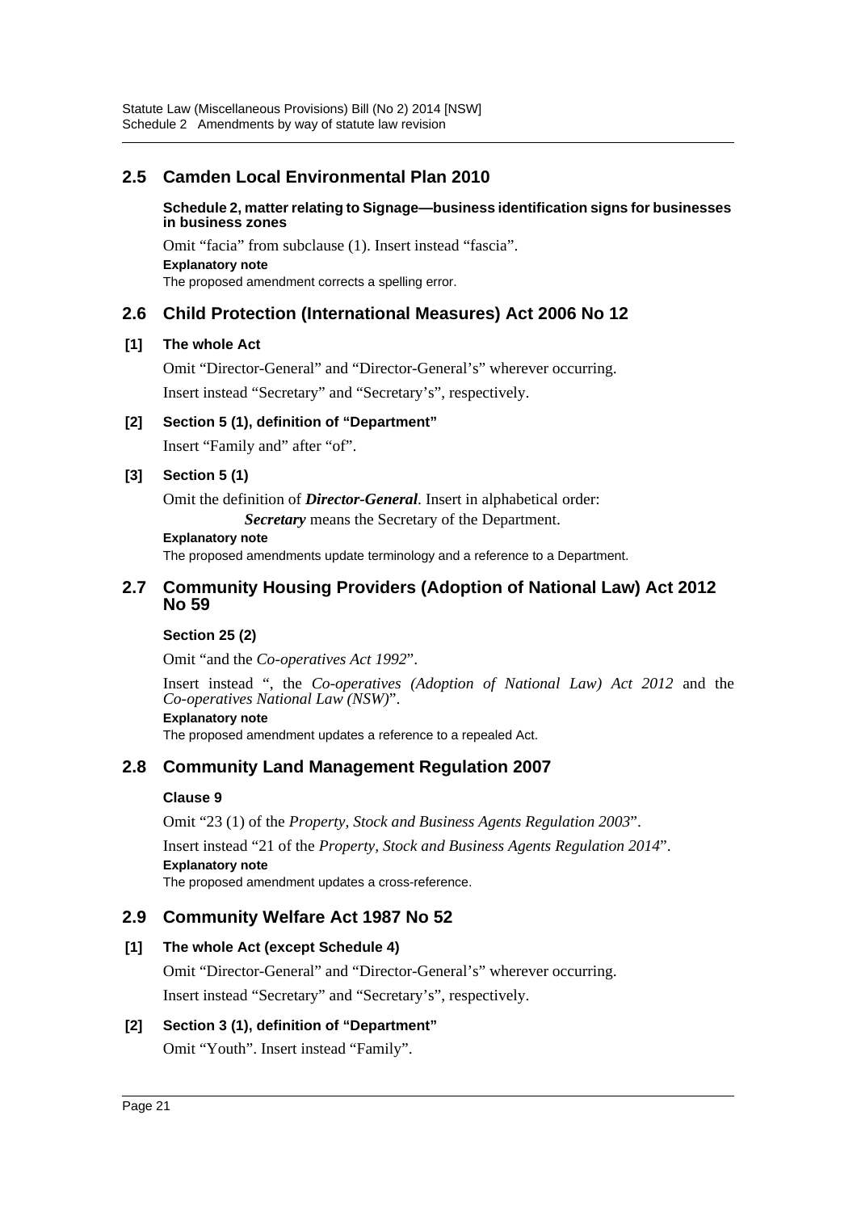## 2.5 Camden Local Environmental Plan 2010

**Schedule 2, matter relating to Signage—business identification signs for businesses in business zones**

Omit "facia" from subclause (1). Insert instead "fascia".

**Explanatory note**

The proposed amendment corrects a spelling error.

## 2.6 Child Protection (International Measures) Act 2006 No 12

**[1] The whole Act**

Omit "Director-General" and "Director-General's" wherever occurring.

Insert instead "Secretary" and "Secretary's", respectively.

**[2] Section 5 (1), definition of "Department"**

Insert "Family and" after "of".

**[3] Section 5 (1)**

Omit the definition of ***Director-General***. Insert in alphabetical order:

> ***Secretary*** means the Secretary of the Department.

**Explanatory note**

The proposed amendments update terminology and a reference to a Department.

## 2.7 Community Housing Providers (Adoption of National Law) Act 2012 No 59

**Section 25 (2)**

Omit "and the *Co-operatives Act 1992*".

Insert instead ", the *Co-operatives (Adoption of National Law) Act 2012* and the *Co-operatives National Law (NSW)*".

**Explanatory note**

The proposed amendment updates a reference to a repealed Act.

## 2.8 Community Land Management Regulation 2007

**Clause 9**

Omit "23 (1) of the *Property, Stock and Business Agents Regulation 2003*".

Insert instead "21 of the *Property, Stock and Business Agents Regulation 2014*".

**Explanatory note**

The proposed amendment updates a cross-reference.

## 2.9 Community Welfare Act 1987 No 52

**[1] The whole Act (except Schedule 4)**

Omit "Director-General" and "Director-General's" wherever occurring.

Insert instead "Secretary" and "Secretary's", respectively.

**[2] Section 3 (1), definition of "Department"**

Omit "Youth". Insert instead "Family".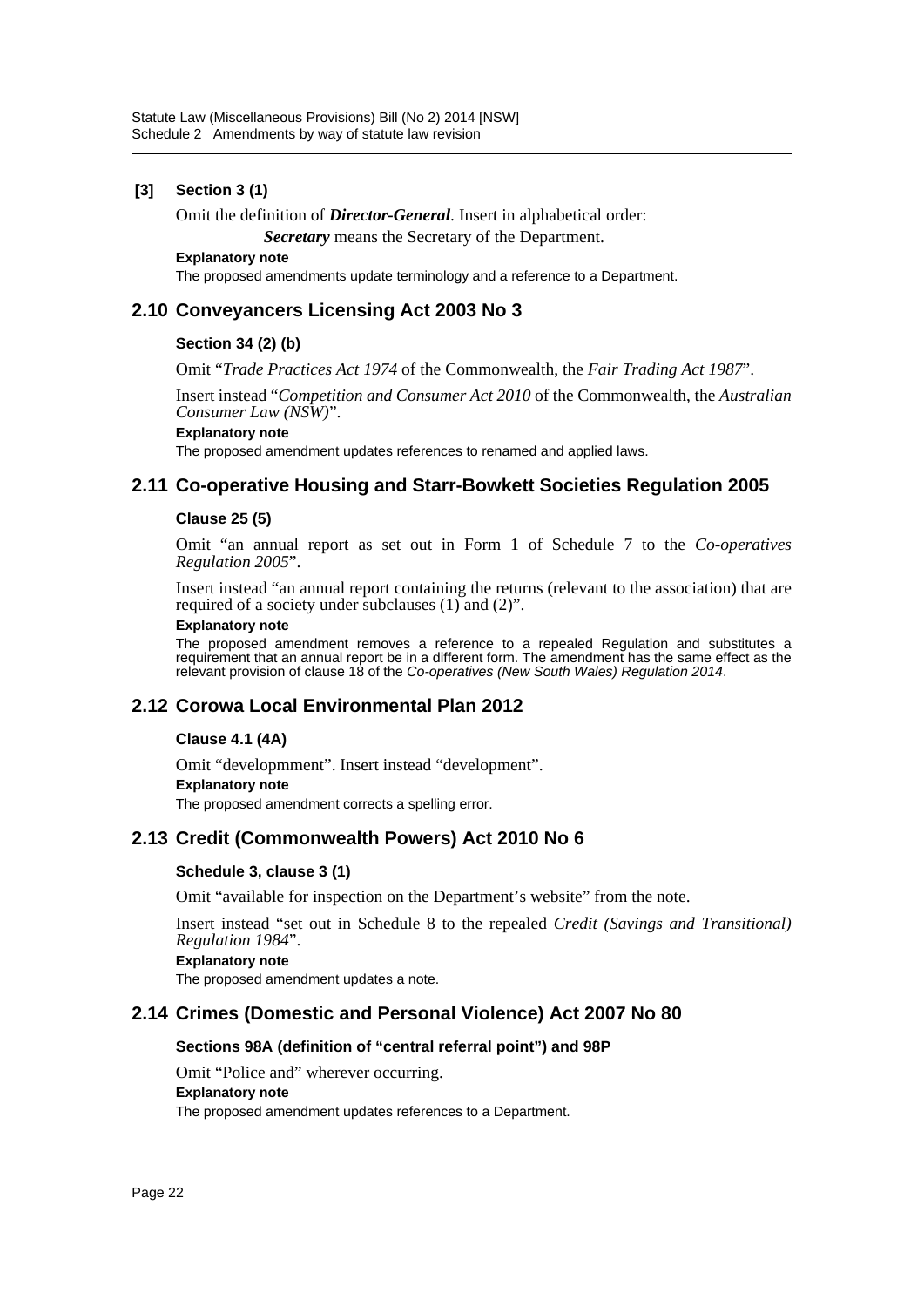### [3] Section 3 (1)

Omit the definition of ***Director-General***. Insert in alphabetical order:

***Secretary*** means the Secretary of the Department.

**Explanatory note**

The proposed amendments update terminology and a reference to a Department.

## 2.10 Conveyancers Licensing Act 2003 No 3

### Section 34 (2) (b)

Omit "*Trade Practices Act 1974* of the Commonwealth, the *Fair Trading Act 1987*".

Insert instead "*Competition and Consumer Act 2010* of the Commonwealth, the *Australian Consumer Law (NSW)*".

**Explanatory note**

The proposed amendment updates references to renamed and applied laws.

## 2.11 Co-operative Housing and Starr-Bowkett Societies Regulation 2005

### Clause 25 (5)

Omit "an annual report as set out in Form 1 of Schedule 7 to the *Co-operatives Regulation 2005*".

Insert instead "an annual report containing the returns (relevant to the association) that are required of a society under subclauses (1) and (2)".

**Explanatory note**

The proposed amendment removes a reference to a repealed Regulation and substitutes a requirement that an annual report be in a different form. The amendment has the same effect as the relevant provision of clause 18 of the *Co-operatives (New South Wales) Regulation 2014*.

## 2.12 Corowa Local Environmental Plan 2012

### Clause 4.1 (4A)

Omit "developmment". Insert instead "development".

**Explanatory note**

The proposed amendment corrects a spelling error.

## 2.13 Credit (Commonwealth Powers) Act 2010 No 6

### Schedule 3, clause 3 (1)

Omit "available for inspection on the Department's website" from the note.

Insert instead "set out in Schedule 8 to the repealed *Credit (Savings and Transitional) Regulation 1984*".

**Explanatory note**

The proposed amendment updates a note.

## 2.14 Crimes (Domestic and Personal Violence) Act 2007 No 80

### Sections 98A (definition of "central referral point") and 98P

Omit "Police and" wherever occurring.

**Explanatory note**

The proposed amendment updates references to a Department.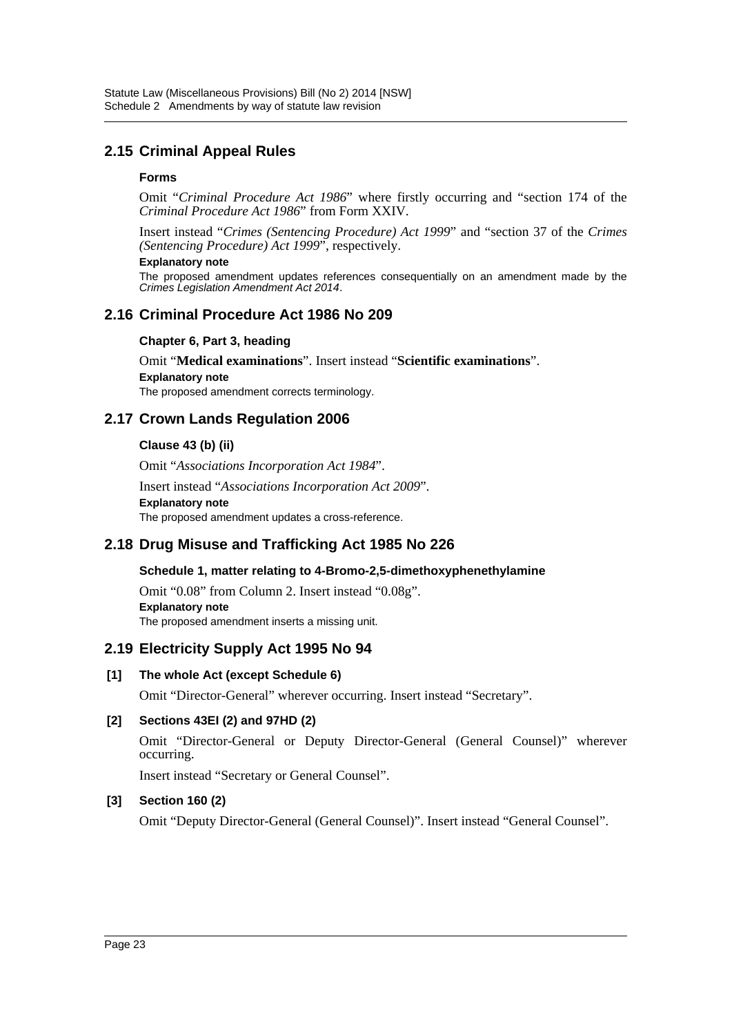## 2.15 Criminal Appeal Rules

### Forms

Omit "*Criminal Procedure Act 1986*" where firstly occurring and "section 174 of the *Criminal Procedure Act 1986*" from Form XXIV.

Insert instead "*Crimes (Sentencing Procedure) Act 1999*" and "section 37 of the *Crimes (Sentencing Procedure) Act 1999*", respectively.

**Explanatory note**

The proposed amendment updates references consequentially on an amendment made by the *Crimes Legislation Amendment Act 2014*.

## 2.16 Criminal Procedure Act 1986 No 209

### Chapter 6, Part 3, heading

Omit "**Medical examinations**". Insert instead "**Scientific examinations**".

**Explanatory note**

The proposed amendment corrects terminology.

## 2.17 Crown Lands Regulation 2006

### Clause 43 (b) (ii)

Omit "*Associations Incorporation Act 1984*".

Insert instead "*Associations Incorporation Act 2009*".

**Explanatory note**

The proposed amendment updates a cross-reference.

## 2.18 Drug Misuse and Trafficking Act 1985 No 226

### Schedule 1, matter relating to 4-Bromo-2,5-dimethoxyphenethylamine

Omit "0.08" from Column 2. Insert instead "0.08g".

**Explanatory note**

The proposed amendment inserts a missing unit.

## 2.19 Electricity Supply Act 1995 No 94

### [1] The whole Act (except Schedule 6)

Omit "Director-General" wherever occurring. Insert instead "Secretary".

### [2] Sections 43EI (2) and 97HD (2)

Omit "Director-General or Deputy Director-General (General Counsel)" wherever occurring.

Insert instead "Secretary or General Counsel".

### [3] Section 160 (2)

Omit "Deputy Director-General (General Counsel)". Insert instead "General Counsel".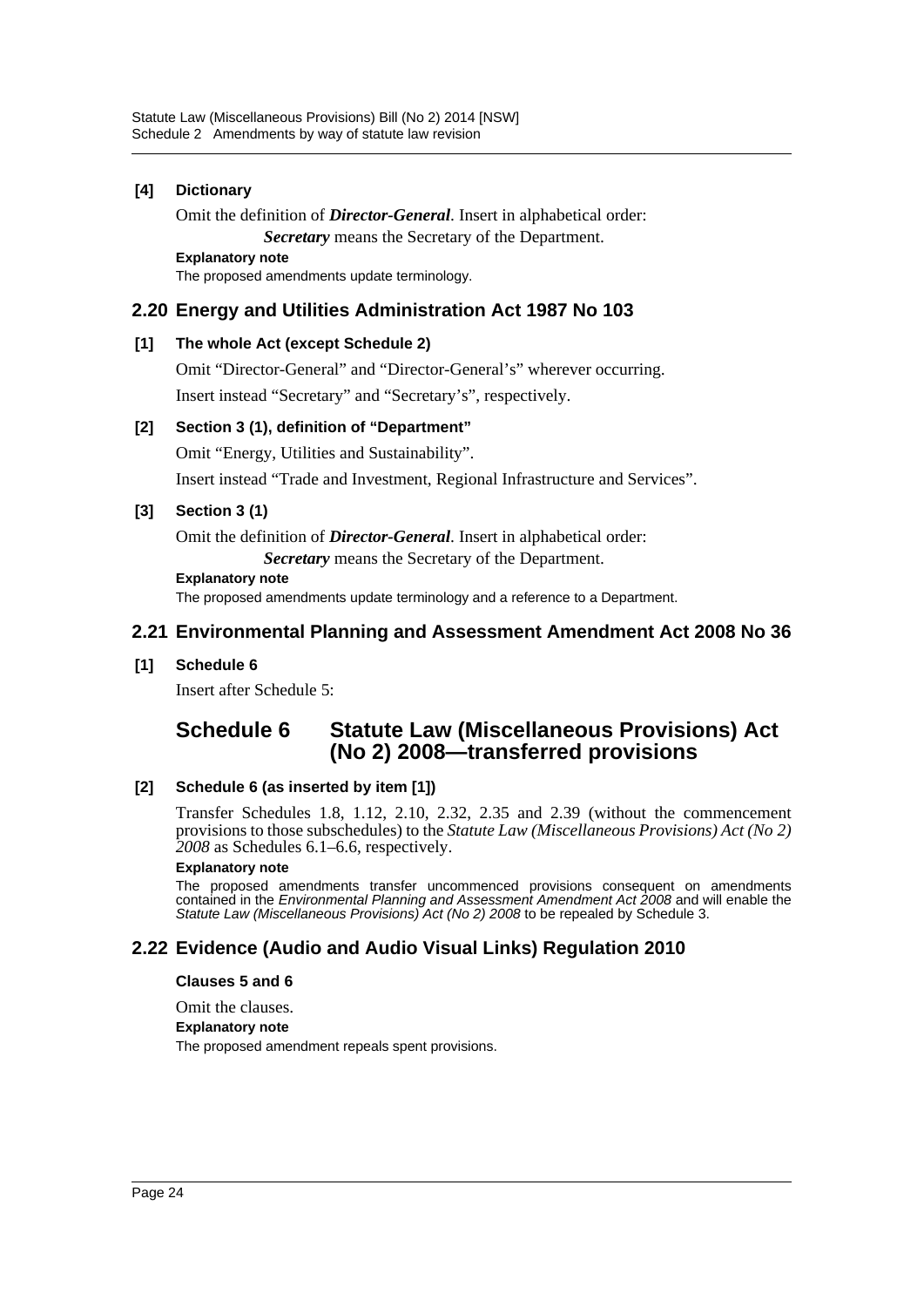### [4] Dictionary

Omit the definition of ***Director-General***. Insert in alphabetical order:

***Secretary*** means the Secretary of the Department.

**Explanatory note**

The proposed amendments update terminology.

## 2.20 Energy and Utilities Administration Act 1987 No 103

### [1] The whole Act (except Schedule 2)

Omit "Director-General" and "Director-General's" wherever occurring.

Insert instead "Secretary" and "Secretary's", respectively.

### [2] Section 3 (1), definition of "Department"

Omit "Energy, Utilities and Sustainability".

Insert instead "Trade and Investment, Regional Infrastructure and Services".

### [3] Section 3 (1)

Omit the definition of ***Director-General***. Insert in alphabetical order:

***Secretary*** means the Secretary of the Department.

**Explanatory note**

The proposed amendments update terminology and a reference to a Department.

## 2.21 Environmental Planning and Assessment Amendment Act 2008 No 36

### [1] Schedule 6

Insert after Schedule 5:

## Schedule 6 Statute Law (Miscellaneous Provisions) Act (No 2) 2008—transferred provisions

### [2] Schedule 6 (as inserted by item [1])

Transfer Schedules 1.8, 1.12, 2.10, 2.32, 2.35 and 2.39 (without the commencement provisions to those subschedules) to the *Statute Law (Miscellaneous Provisions) Act (No 2) 2008* as Schedules 6.1–6.6, respectively.

**Explanatory note**

The proposed amendments transfer uncommenced provisions consequent on amendments contained in the *Environmental Planning and Assessment Amendment Act 2008* and will enable the *Statute Law (Miscellaneous Provisions) Act (No 2) 2008* to be repealed by Schedule 3.

## 2.22 Evidence (Audio and Audio Visual Links) Regulation 2010

### Clauses 5 and 6

Omit the clauses.

**Explanatory note**

The proposed amendment repeals spent provisions.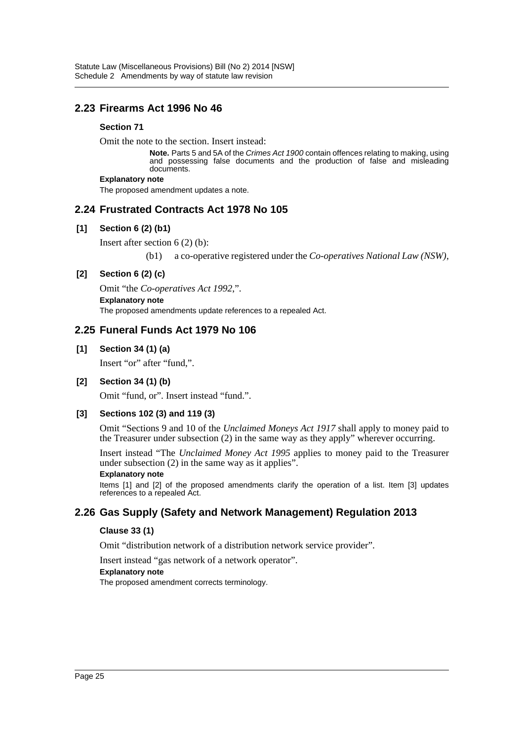## 2.23 Firearms Act 1996 No 46

**Section 71**

Omit the note to the section. Insert instead:

> **Note.** Parts 5 and 5A of the *Crimes Act 1900* contain offences relating to making, using and possessing false documents and the production of false and misleading documents.

**Explanatory note**

The proposed amendment updates a note.

## 2.24 Frustrated Contracts Act 1978 No 105

**[1] Section 6 (2) (b1)**

Insert after section 6 (2) (b):

> (b1) a co-operative registered under the *Co-operatives National Law (NSW)*,

**[2] Section 6 (2) (c)**

Omit "the *Co-operatives Act 1992*,".

**Explanatory note**

The proposed amendments update references to a repealed Act.

## 2.25 Funeral Funds Act 1979 No 106

**[1] Section 34 (1) (a)**

Insert "or" after "fund,".

**[2] Section 34 (1) (b)**

Omit "fund, or". Insert instead "fund.".

**[3] Sections 102 (3) and 119 (3)**

Omit "Sections 9 and 10 of the *Unclaimed Moneys Act 1917* shall apply to money paid to the Treasurer under subsection (2) in the same way as they apply" wherever occurring.

Insert instead "The *Unclaimed Money Act 1995* applies to money paid to the Treasurer under subsection (2) in the same way as it applies".

**Explanatory note**

Items [1] and [2] of the proposed amendments clarify the operation of a list. Item [3] updates references to a repealed Act.

## 2.26 Gas Supply (Safety and Network Management) Regulation 2013

**Clause 33 (1)**

Omit "distribution network of a distribution network service provider".

Insert instead "gas network of a network operator".

**Explanatory note**

The proposed amendment corrects terminology.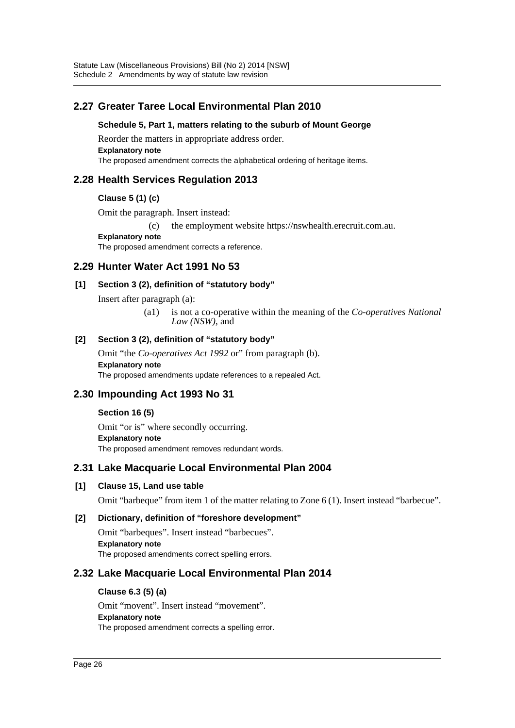## 2.27 Greater Taree Local Environmental Plan 2010

**Schedule 5, Part 1, matters relating to the suburb of Mount George**

Reorder the matters in appropriate address order.

**Explanatory note**

The proposed amendment corrects the alphabetical ordering of heritage items.

## 2.28 Health Services Regulation 2013

**Clause 5 (1) (c)**

Omit the paragraph. Insert instead:

(c) the employment website https://nswhealth.erecruit.com.au.

**Explanatory note**

The proposed amendment corrects a reference.

## 2.29 Hunter Water Act 1991 No 53

**[1] Section 3 (2), definition of "statutory body"**

Insert after paragraph (a):

(a1) is not a co-operative within the meaning of the *Co-operatives National Law (NSW)*, and

**[2] Section 3 (2), definition of "statutory body"**

Omit "the *Co-operatives Act 1992* or" from paragraph (b).

**Explanatory note**

The proposed amendments update references to a repealed Act.

## 2.30 Impounding Act 1993 No 31

**Section 16 (5)**

Omit "or is" where secondly occurring.

**Explanatory note**

The proposed amendment removes redundant words.

## 2.31 Lake Macquarie Local Environmental Plan 2004

**[1] Clause 15, Land use table**

Omit "barbeque" from item 1 of the matter relating to Zone 6 (1). Insert instead "barbecue".

**[2] Dictionary, definition of "foreshore development"**

Omit "barbeques". Insert instead "barbecues".

**Explanatory note**

The proposed amendments correct spelling errors.

## 2.32 Lake Macquarie Local Environmental Plan 2014

**Clause 6.3 (5) (a)**

Omit "movent". Insert instead "movement".

**Explanatory note**

The proposed amendment corrects a spelling error.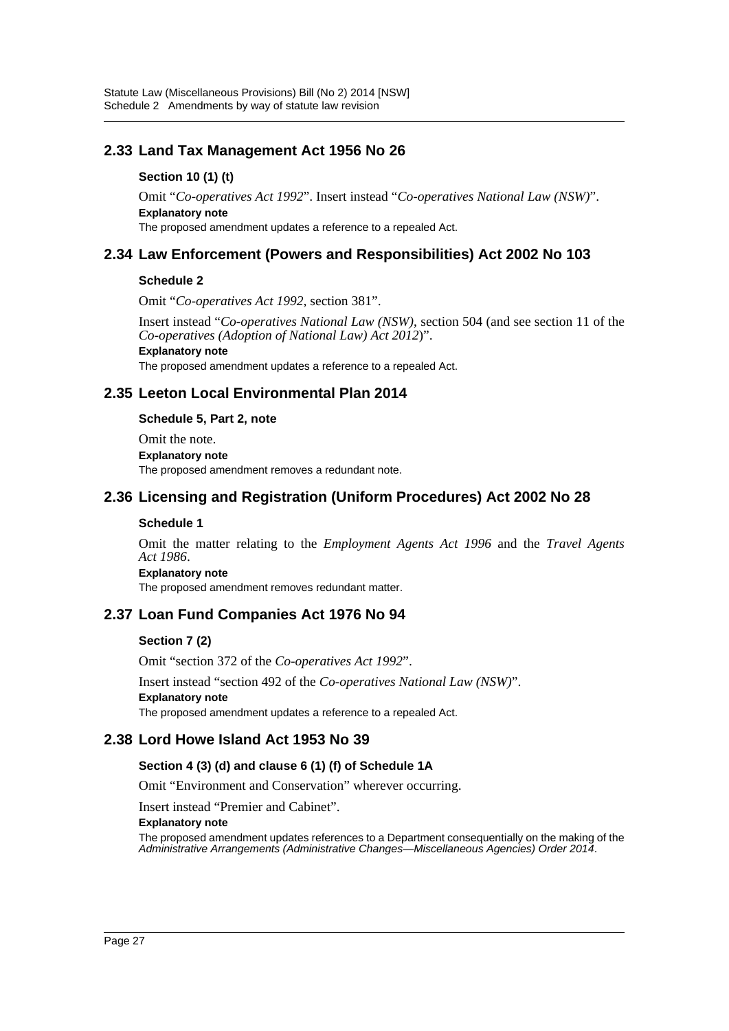## 2.33 Land Tax Management Act 1956 No 26

### Section 10 (1) (t)

Omit "*Co-operatives Act 1992*". Insert instead "*Co-operatives National Law (NSW)*".

**Explanatory note**

The proposed amendment updates a reference to a repealed Act.

## 2.34 Law Enforcement (Powers and Responsibilities) Act 2002 No 103

### Schedule 2

Omit "*Co-operatives Act 1992*, section 381".

Insert instead "*Co-operatives National Law (NSW)*, section 504 (and see section 11 of the *Co-operatives (Adoption of National Law) Act 2012*)".

**Explanatory note**

The proposed amendment updates a reference to a repealed Act.

## 2.35 Leeton Local Environmental Plan 2014

### Schedule 5, Part 2, note

Omit the note.

**Explanatory note**

The proposed amendment removes a redundant note.

## 2.36 Licensing and Registration (Uniform Procedures) Act 2002 No 28

### Schedule 1

Omit the matter relating to the *Employment Agents Act 1996* and the *Travel Agents Act 1986*.

**Explanatory note**

The proposed amendment removes redundant matter.

## 2.37 Loan Fund Companies Act 1976 No 94

### Section 7 (2)

Omit "section 372 of the *Co-operatives Act 1992*".

Insert instead "section 492 of the *Co-operatives National Law (NSW)*".

**Explanatory note**

The proposed amendment updates a reference to a repealed Act.

## 2.38 Lord Howe Island Act 1953 No 39

### Section 4 (3) (d) and clause 6 (1) (f) of Schedule 1A

Omit "Environment and Conservation" wherever occurring.

Insert instead "Premier and Cabinet".

**Explanatory note**

The proposed amendment updates references to a Department consequentially on the making of the *Administrative Arrangements (Administrative Changes—Miscellaneous Agencies) Order 2014*.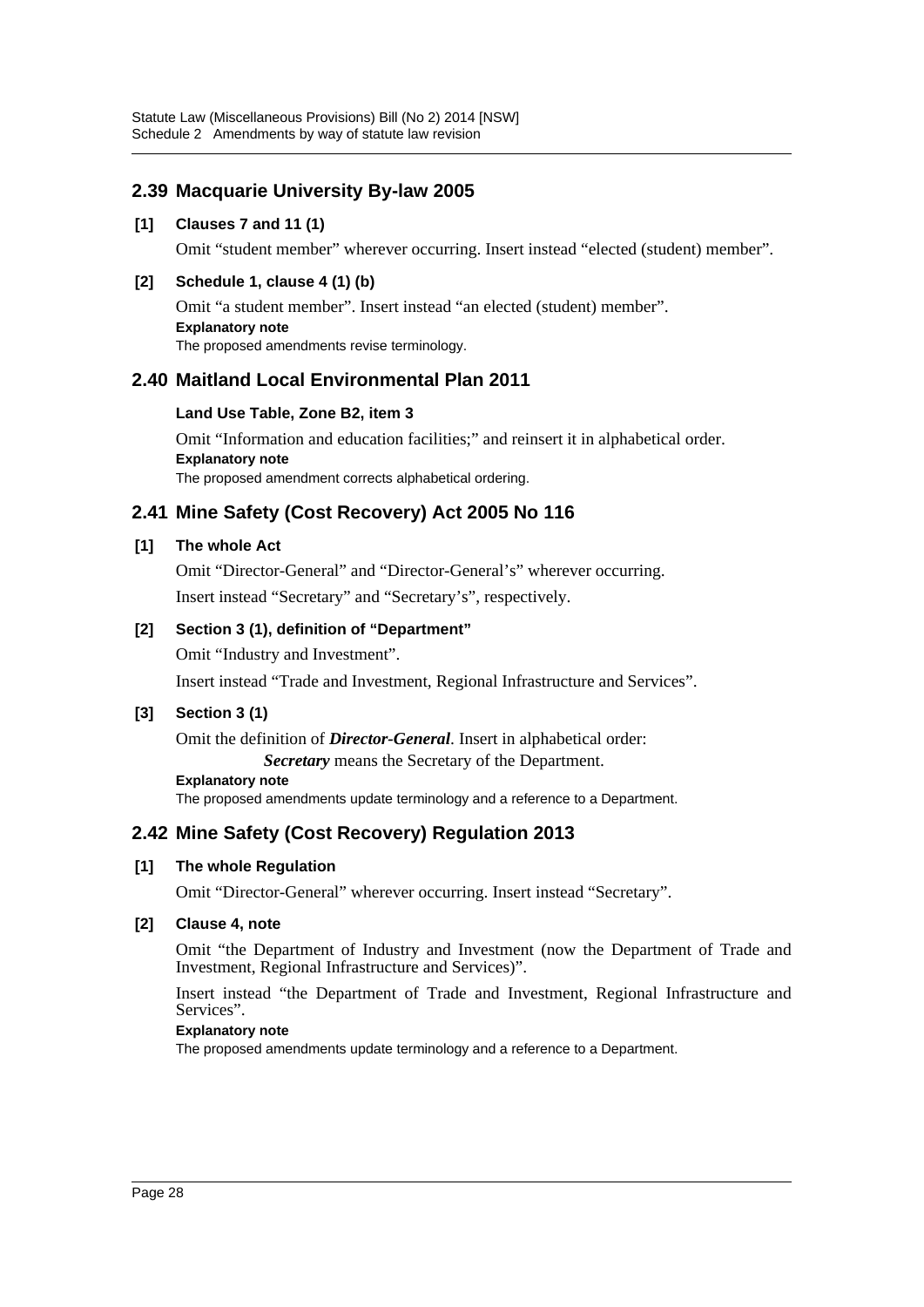## 2.39 Macquarie University By-law 2005

**[1] Clauses 7 and 11 (1)**

Omit "student member" wherever occurring. Insert instead "elected (student) member".

**[2] Schedule 1, clause 4 (1) (b)**

Omit "a student member". Insert instead "an elected (student) member".

**Explanatory note**

The proposed amendments revise terminology.

## 2.40 Maitland Local Environmental Plan 2011

**Land Use Table, Zone B2, item 3**

Omit "Information and education facilities;" and reinsert it in alphabetical order.

**Explanatory note**

The proposed amendment corrects alphabetical ordering.

## 2.41 Mine Safety (Cost Recovery) Act 2005 No 116

**[1] The whole Act**

Omit "Director-General" and "Director-General's" wherever occurring.

Insert instead "Secretary" and "Secretary's", respectively.

**[2] Section 3 (1), definition of "Department"**

Omit "Industry and Investment".

Insert instead "Trade and Investment, Regional Infrastructure and Services".

**[3] Section 3 (1)**

Omit the definition of ***Director-General***. Insert in alphabetical order:

> ***Secretary*** means the Secretary of the Department.

**Explanatory note**

The proposed amendments update terminology and a reference to a Department.

## 2.42 Mine Safety (Cost Recovery) Regulation 2013

**[1] The whole Regulation**

Omit "Director-General" wherever occurring. Insert instead "Secretary".

**[2] Clause 4, note**

Omit "the Department of Industry and Investment (now the Department of Trade and Investment, Regional Infrastructure and Services)".

Insert instead "the Department of Trade and Investment, Regional Infrastructure and Services".

**Explanatory note**

The proposed amendments update terminology and a reference to a Department.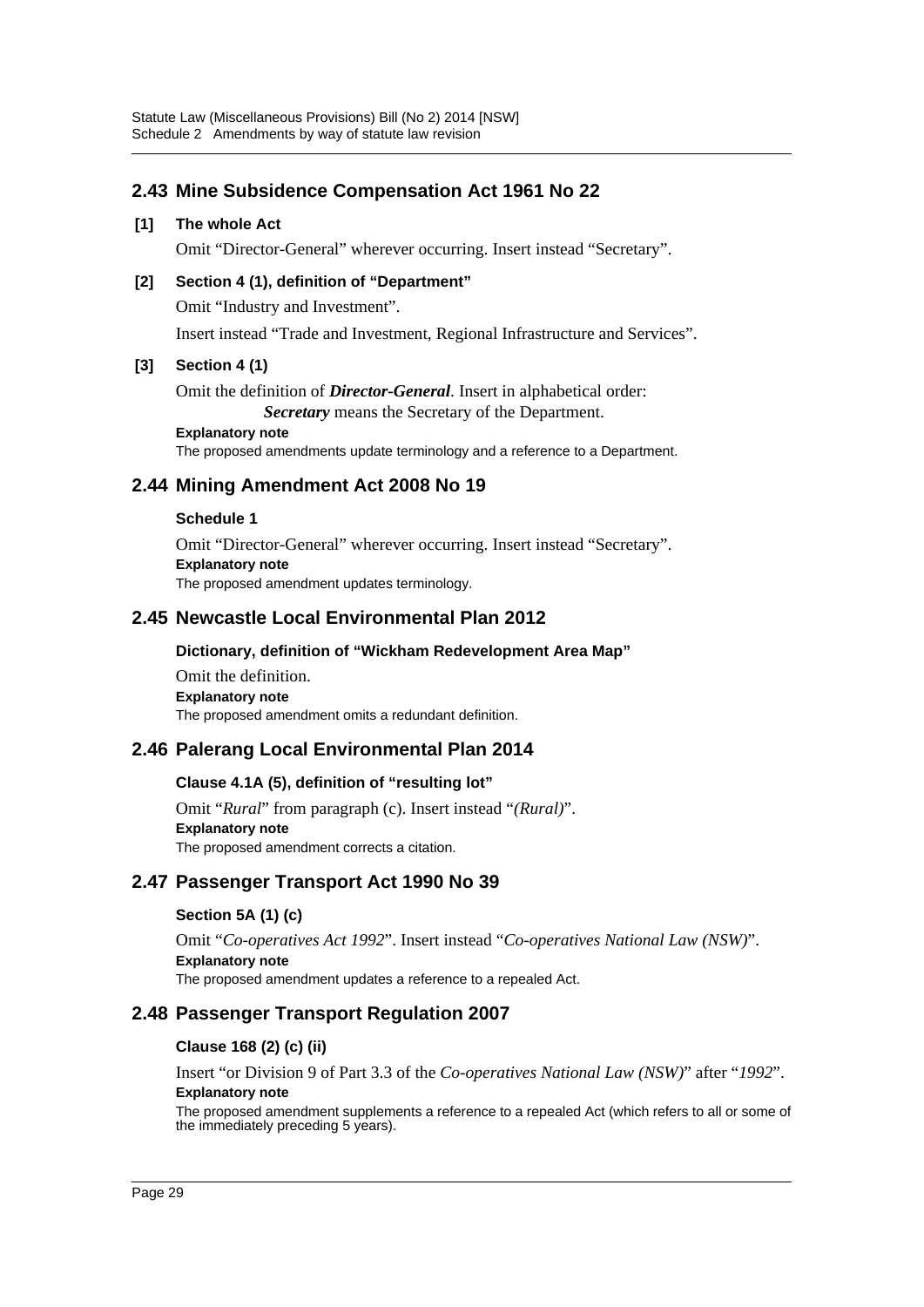## 2.43 Mine Subsidence Compensation Act 1961 No 22

**[1] The whole Act**

Omit "Director-General" wherever occurring. Insert instead "Secretary".

**[2] Section 4 (1), definition of "Department"**

Omit "Industry and Investment".

Insert instead "Trade and Investment, Regional Infrastructure and Services".

**[3] Section 4 (1)**

Omit the definition of ***Director-General***. Insert in alphabetical order:

> ***Secretary*** means the Secretary of the Department.

**Explanatory note**

The proposed amendments update terminology and a reference to a Department.

## 2.44 Mining Amendment Act 2008 No 19

**Schedule 1**

Omit "Director-General" wherever occurring. Insert instead "Secretary".

**Explanatory note**

The proposed amendment updates terminology.

## 2.45 Newcastle Local Environmental Plan 2012

**Dictionary, definition of "Wickham Redevelopment Area Map"**

Omit the definition.

**Explanatory note**

The proposed amendment omits a redundant definition.

## 2.46 Palerang Local Environmental Plan 2014

**Clause 4.1A (5), definition of "resulting lot"**

Omit "*Rural*" from paragraph (c). Insert instead "*(Rural)*".

**Explanatory note**

The proposed amendment corrects a citation.

## 2.47 Passenger Transport Act 1990 No 39

**Section 5A (1) (c)**

Omit "*Co-operatives Act 1992*". Insert instead "*Co-operatives National Law (NSW)*".

**Explanatory note**

The proposed amendment updates a reference to a repealed Act.

## 2.48 Passenger Transport Regulation 2007

**Clause 168 (2) (c) (ii)**

Insert "or Division 9 of Part 3.3 of the *Co-operatives National Law (NSW)*" after "*1992*".

**Explanatory note**

The proposed amendment supplements a reference to a repealed Act (which refers to all or some of the immediately preceding 5 years).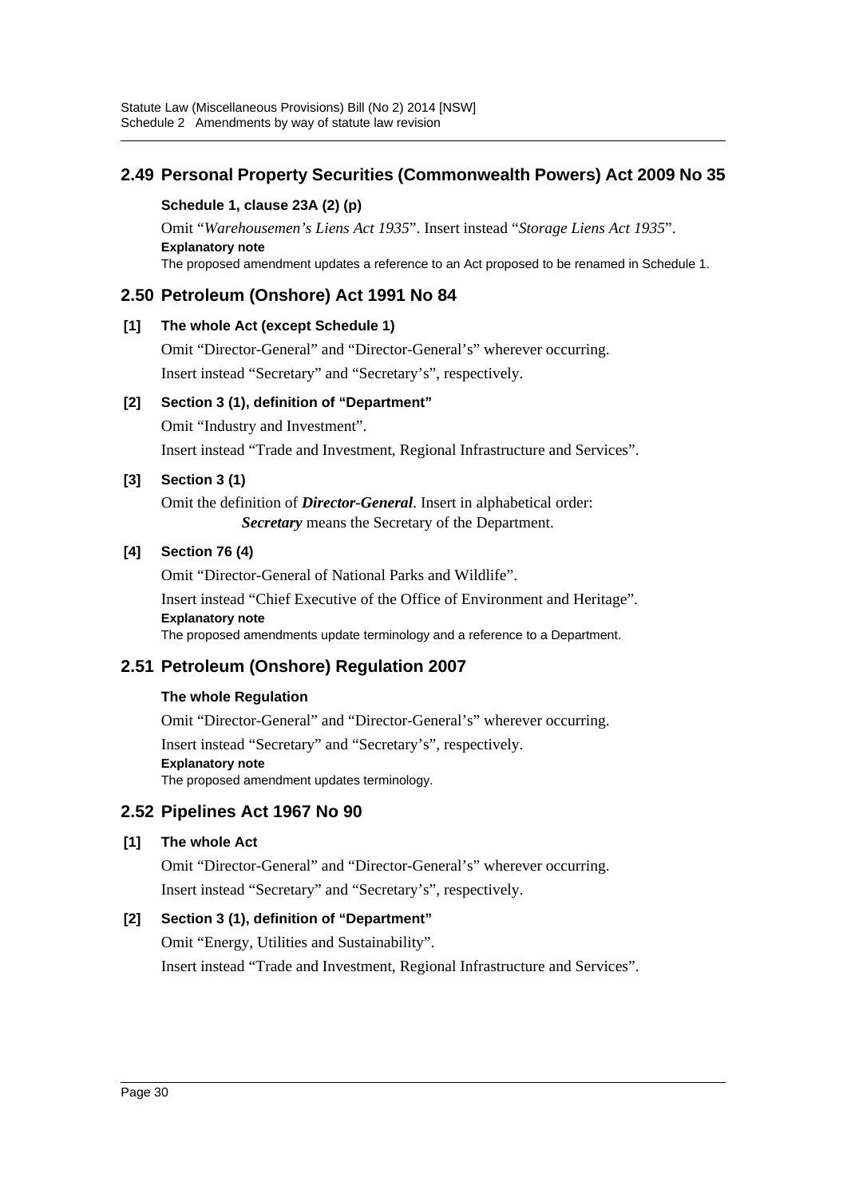## 2.49 Personal Property Securities (Commonwealth Powers) Act 2009 No 35

**Schedule 1, clause 23A (2) (p)**

Omit "*Warehousemen's Liens Act 1935*". Insert instead "*Storage Liens Act 1935*".

**Explanatory note**

The proposed amendment updates a reference to an Act proposed to be renamed in Schedule 1.

## 2.50 Petroleum (Onshore) Act 1991 No 84

**[1] The whole Act (except Schedule 1)**

Omit "Director-General" and "Director-General's" wherever occurring.

Insert instead "Secretary" and "Secretary's", respectively.

**[2] Section 3 (1), definition of "Department"**

Omit "Industry and Investment".

Insert instead "Trade and Investment, Regional Infrastructure and Services".

**[3] Section 3 (1)**

Omit the definition of ***Director-General***. Insert in alphabetical order:

***Secretary*** means the Secretary of the Department.

**[4] Section 76 (4)**

Omit "Director-General of National Parks and Wildlife".

Insert instead "Chief Executive of the Office of Environment and Heritage".

**Explanatory note**

The proposed amendments update terminology and a reference to a Department.

## 2.51 Petroleum (Onshore) Regulation 2007

**The whole Regulation**

Omit "Director-General" and "Director-General's" wherever occurring.

Insert instead "Secretary" and "Secretary's", respectively.

**Explanatory note**

The proposed amendment updates terminology.

## 2.52 Pipelines Act 1967 No 90

**[1] The whole Act**

Omit "Director-General" and "Director-General's" wherever occurring.

Insert instead "Secretary" and "Secretary's", respectively.

**[2] Section 3 (1), definition of "Department"**

Omit "Energy, Utilities and Sustainability".

Insert instead "Trade and Investment, Regional Infrastructure and Services".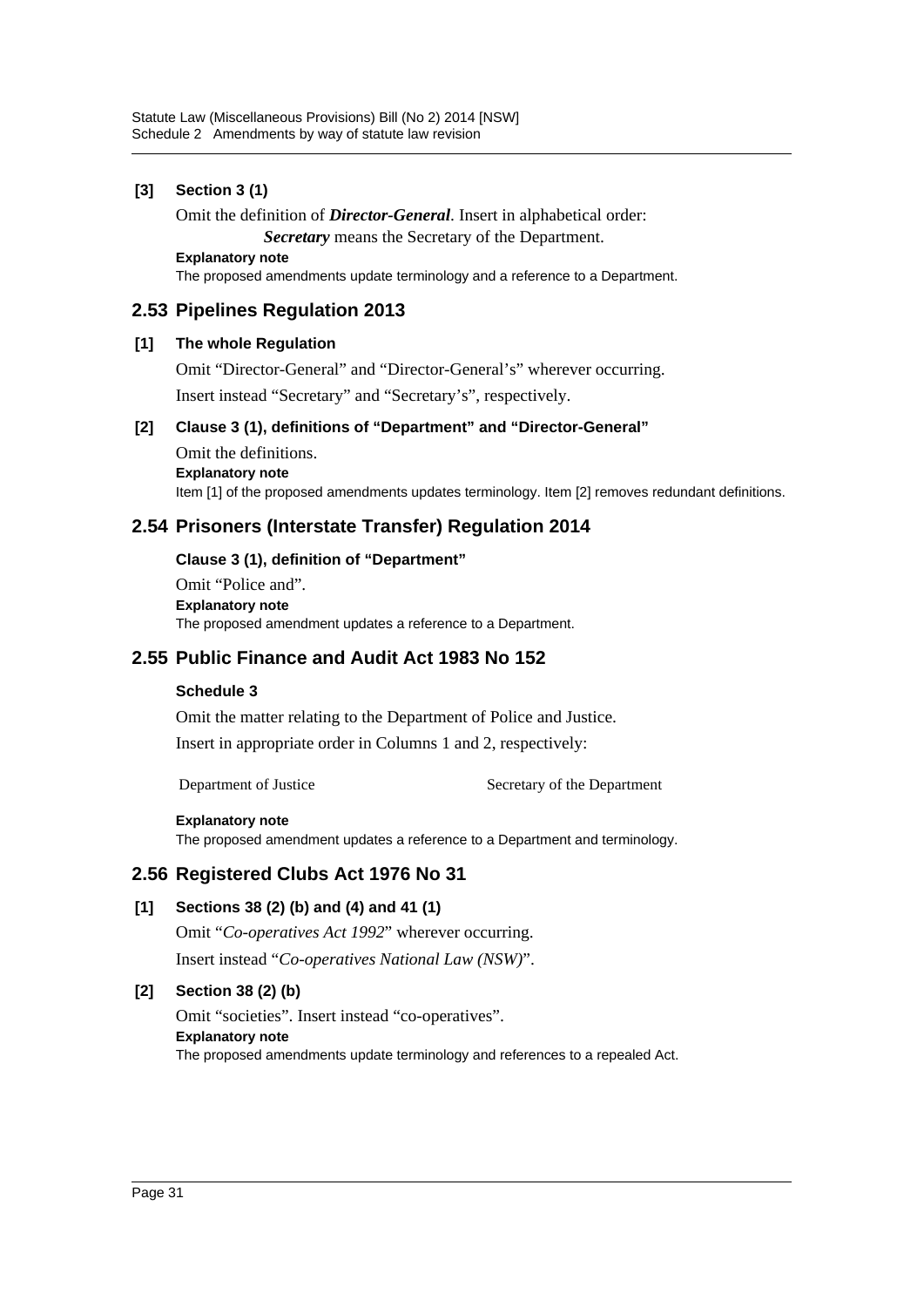**[3] Section 3 (1)**

Omit the definition of ***Director-General***. Insert in alphabetical order:

> ***Secretary*** means the Secretary of the Department.

**Explanatory note**

The proposed amendments update terminology and a reference to a Department.

## 2.53 Pipelines Regulation 2013

**[1] The whole Regulation**

Omit "Director-General" and "Director-General's" wherever occurring.

Insert instead "Secretary" and "Secretary's", respectively.

**[2] Clause 3 (1), definitions of "Department" and "Director-General"**

Omit the definitions.

**Explanatory note**

Item [1] of the proposed amendments updates terminology. Item [2] removes redundant definitions.

## 2.54 Prisoners (Interstate Transfer) Regulation 2014

**Clause 3 (1), definition of "Department"**

Omit "Police and".

**Explanatory note**

The proposed amendment updates a reference to a Department.

## 2.55 Public Finance and Audit Act 1983 No 152

**Schedule 3**

Omit the matter relating to the Department of Police and Justice.

Insert in appropriate order in Columns 1 and 2, respectively:

| | |
|---|---|
| Department of Justice | Secretary of the Department |

**Explanatory note**

The proposed amendment updates a reference to a Department and terminology.

## 2.56 Registered Clubs Act 1976 No 31

**[1] Sections 38 (2) (b) and (4) and 41 (1)**

Omit "*Co-operatives Act 1992*" wherever occurring.

Insert instead "*Co-operatives National Law (NSW)*".

**[2] Section 38 (2) (b)**

Omit "societies". Insert instead "co-operatives".

**Explanatory note**

The proposed amendments update terminology and references to a repealed Act.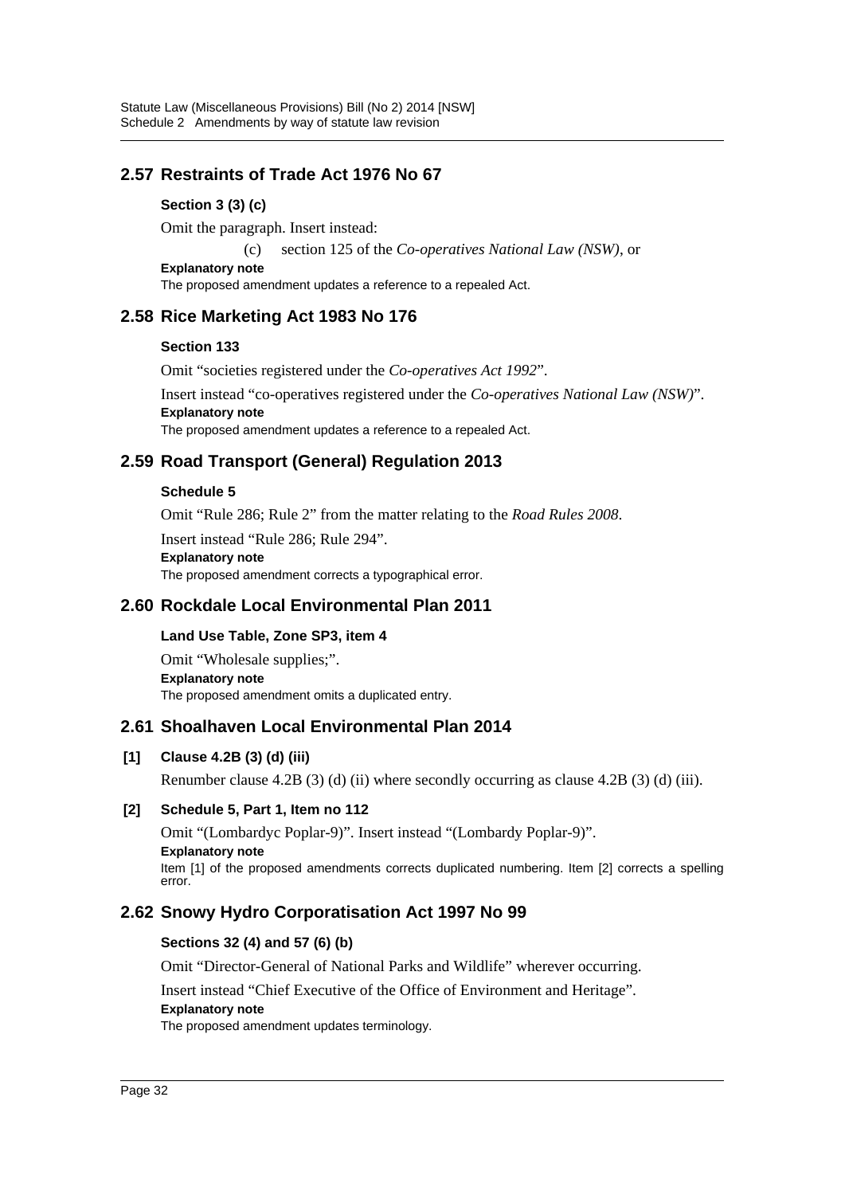## 2.57 Restraints of Trade Act 1976 No 67

### Section 3 (3) (c)

Omit the paragraph. Insert instead:

(c) section 125 of the *Co-operatives National Law (NSW)*, or

**Explanatory note**

The proposed amendment updates a reference to a repealed Act.

## 2.58 Rice Marketing Act 1983 No 176

### Section 133

Omit "societies registered under the *Co-operatives Act 1992*".

Insert instead "co-operatives registered under the *Co-operatives National Law (NSW)*".

**Explanatory note**

The proposed amendment updates a reference to a repealed Act.

## 2.59 Road Transport (General) Regulation 2013

### Schedule 5

Omit "Rule 286; Rule 2" from the matter relating to the *Road Rules 2008*.

Insert instead "Rule 286; Rule 294".

**Explanatory note**

The proposed amendment corrects a typographical error.

## 2.60 Rockdale Local Environmental Plan 2011

### Land Use Table, Zone SP3, item 4

Omit "Wholesale supplies;".

**Explanatory note**

The proposed amendment omits a duplicated entry.

## 2.61 Shoalhaven Local Environmental Plan 2014

### [1] Clause 4.2B (3) (d) (iii)

Renumber clause 4.2B (3) (d) (ii) where secondly occurring as clause 4.2B (3) (d) (iii).

### [2] Schedule 5, Part 1, Item no 112

Omit "(Lombardyc Poplar-9)". Insert instead "(Lombardy Poplar-9)".

**Explanatory note**

Item [1] of the proposed amendments corrects duplicated numbering. Item [2] corrects a spelling error.

## 2.62 Snowy Hydro Corporatisation Act 1997 No 99

### Sections 32 (4) and 57 (6) (b)

Omit "Director-General of National Parks and Wildlife" wherever occurring.

Insert instead "Chief Executive of the Office of Environment and Heritage".

**Explanatory note**

The proposed amendment updates terminology.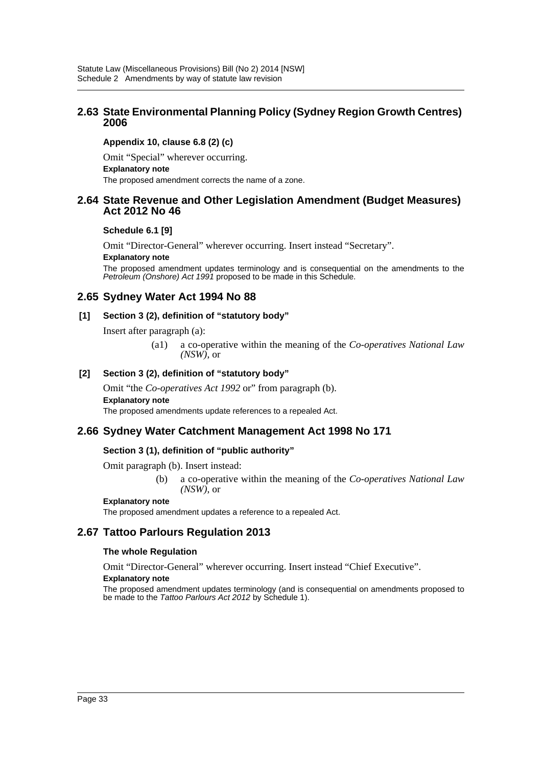## 2.63 State Environmental Planning Policy (Sydney Region Growth Centres) 2006

### Appendix 10, clause 6.8 (2) (c)

Omit "Special" wherever occurring.

**Explanatory note**

The proposed amendment corrects the name of a zone.

## 2.64 State Revenue and Other Legislation Amendment (Budget Measures) Act 2012 No 46

### Schedule 6.1 [9]

Omit "Director-General" wherever occurring. Insert instead "Secretary".

**Explanatory note**

The proposed amendment updates terminology and is consequential on the amendments to the *Petroleum (Onshore) Act 1991* proposed to be made in this Schedule.

## 2.65 Sydney Water Act 1994 No 88

### [1] Section 3 (2), definition of "statutory body"

Insert after paragraph (a):

(a1) a co-operative within the meaning of the *Co-operatives National Law (NSW)*, or

### [2] Section 3 (2), definition of "statutory body"

Omit "the *Co-operatives Act 1992* or" from paragraph (b).

**Explanatory note**

The proposed amendments update references to a repealed Act.

## 2.66 Sydney Water Catchment Management Act 1998 No 171

### Section 3 (1), definition of "public authority"

Omit paragraph (b). Insert instead:

(b) a co-operative within the meaning of the *Co-operatives National Law (NSW)*, or

**Explanatory note**

The proposed amendment updates a reference to a repealed Act.

## 2.67 Tattoo Parlours Regulation 2013

### The whole Regulation

Omit "Director-General" wherever occurring. Insert instead "Chief Executive".

**Explanatory note**

The proposed amendment updates terminology (and is consequential on amendments proposed to be made to the *Tattoo Parlours Act 2012* by Schedule 1).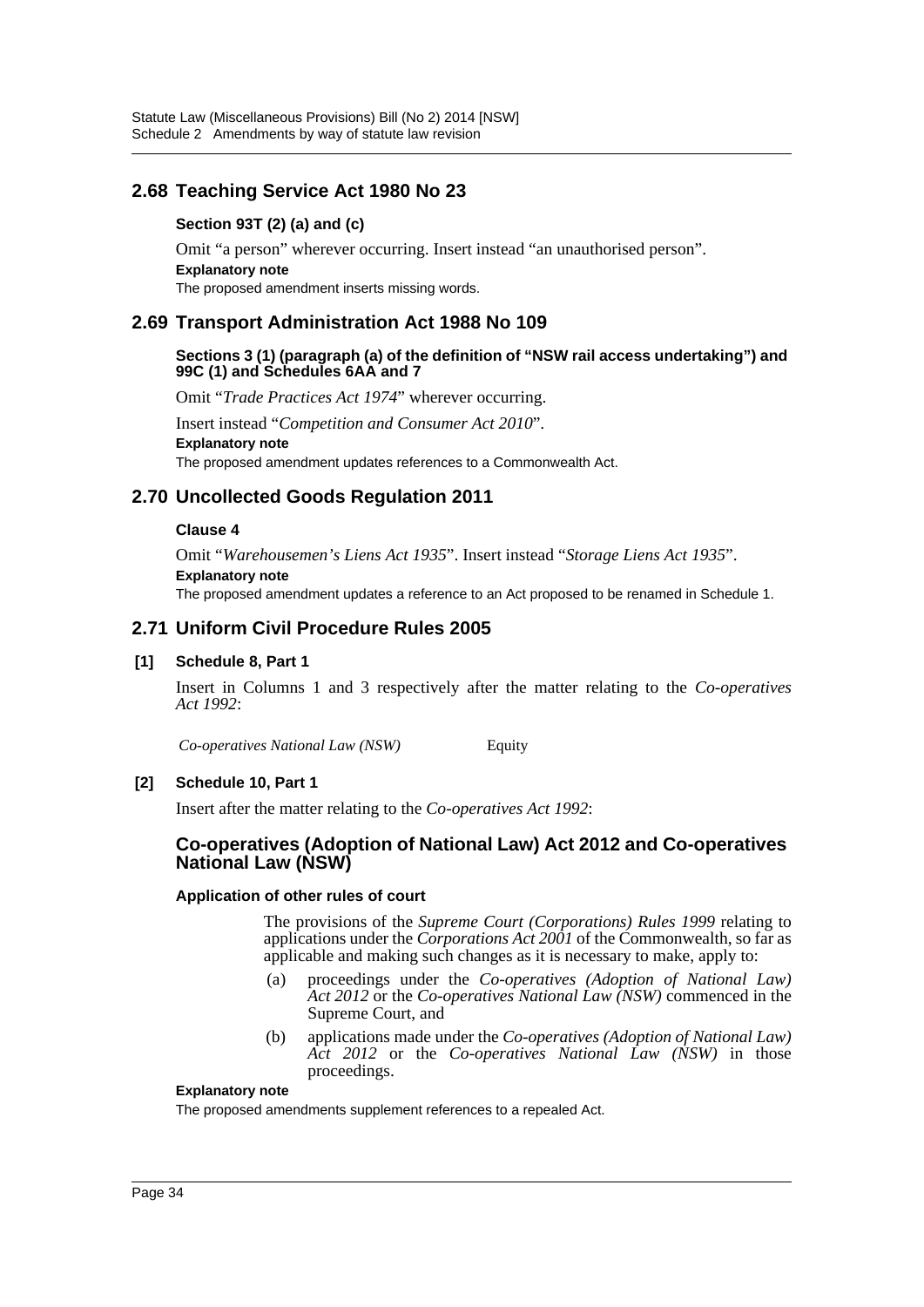## 2.68 Teaching Service Act 1980 No 23

### Section 93T (2) (a) and (c)

Omit “a person” wherever occurring. Insert instead “an unauthorised person”.

**Explanatory note**

The proposed amendment inserts missing words.

## 2.69 Transport Administration Act 1988 No 109

### Sections 3 (1) (paragraph (a) of the definition of “NSW rail access undertaking”) and 99C (1) and Schedules 6AA and 7

Omit “*Trade Practices Act 1974*” wherever occurring.

Insert instead “*Competition and Consumer Act 2010*”.

**Explanatory note**

The proposed amendment updates references to a Commonwealth Act.

## 2.70 Uncollected Goods Regulation 2011

### Clause 4

Omit “*Warehousemen’s Liens Act 1935*”. Insert instead “*Storage Liens Act 1935*”.

**Explanatory note**

The proposed amendment updates a reference to an Act proposed to be renamed in Schedule 1.

## 2.71 Uniform Civil Procedure Rules 2005

### [1] Schedule 8, Part 1

Insert in Columns 1 and 3 respectively after the matter relating to the *Co-operatives Act 1992*:

| | |
|---|---|
| *Co-operatives National Law (NSW)* | Equity |

### [2] Schedule 10, Part 1

Insert after the matter relating to the *Co-operatives Act 1992*:

### Co-operatives (Adoption of National Law) Act 2012 and Co-operatives National Law (NSW)

**Application of other rules of court**

The provisions of the *Supreme Court (Corporations) Rules 1999* relating to applications under the *Corporations Act 2001* of the Commonwealth, so far as applicable and making such changes as it is necessary to make, apply to:

(a) proceedings under the *Co-operatives (Adoption of National Law) Act 2012* or the *Co-operatives National Law (NSW)* commenced in the Supreme Court, and

(b) applications made under the *Co-operatives (Adoption of National Law) Act 2012* or the *Co-operatives National Law (NSW)* in those proceedings.

**Explanatory note**

The proposed amendments supplement references to a repealed Act.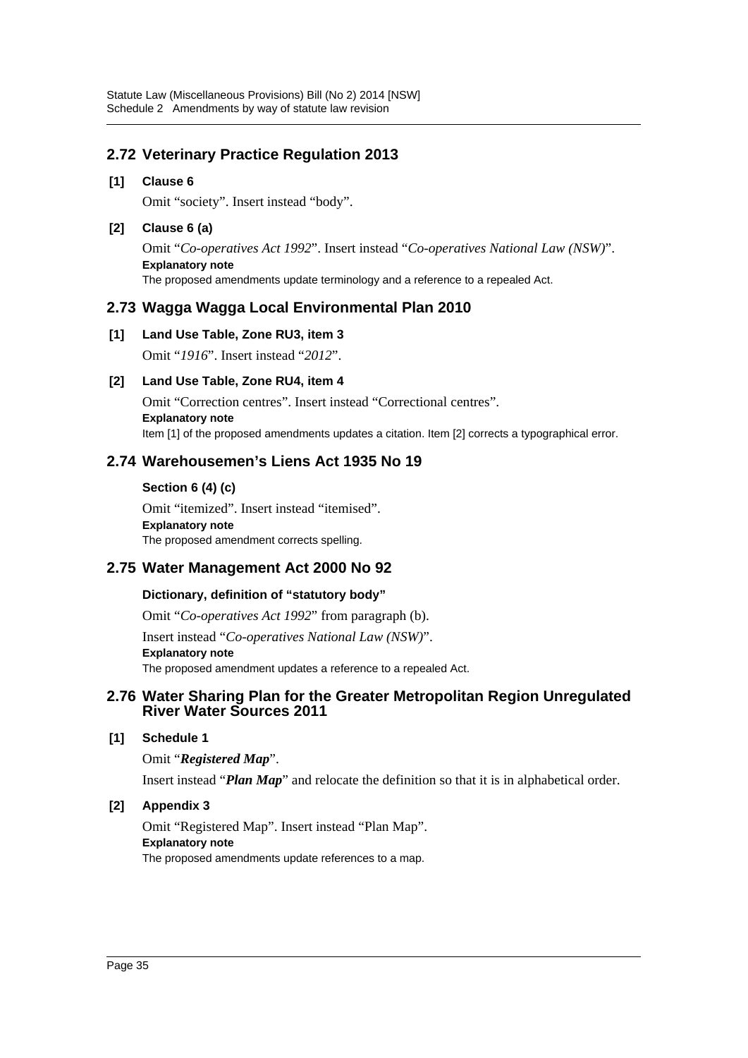## 2.72 Veterinary Practice Regulation 2013

**[1] Clause 6**

Omit "society". Insert instead "body".

**[2] Clause 6 (a)**

Omit "*Co-operatives Act 1992*". Insert instead "*Co-operatives National Law (NSW)*".

**Explanatory note**

The proposed amendments update terminology and a reference to a repealed Act.

## 2.73 Wagga Wagga Local Environmental Plan 2010

**[1] Land Use Table, Zone RU3, item 3**

Omit "*1916*". Insert instead "*2012*".

**[2] Land Use Table, Zone RU4, item 4**

Omit "Correction centres". Insert instead "Correctional centres".

**Explanatory note**

Item [1] of the proposed amendments updates a citation. Item [2] corrects a typographical error.

## 2.74 Warehousemen's Liens Act 1935 No 19

**Section 6 (4) (c)**

Omit "itemized". Insert instead "itemised".

**Explanatory note**

The proposed amendment corrects spelling.

## 2.75 Water Management Act 2000 No 92

**Dictionary, definition of "statutory body"**

Omit "*Co-operatives Act 1992*" from paragraph (b).

Insert instead "*Co-operatives National Law (NSW)*".

**Explanatory note**

The proposed amendment updates a reference to a repealed Act.

## 2.76 Water Sharing Plan for the Greater Metropolitan Region Unregulated River Water Sources 2011

**[1] Schedule 1**

Omit "***Registered Map***".

Insert instead "***Plan Map***" and relocate the definition so that it is in alphabetical order.

**[2] Appendix 3**

Omit "Registered Map". Insert instead "Plan Map".

**Explanatory note**

The proposed amendments update references to a map.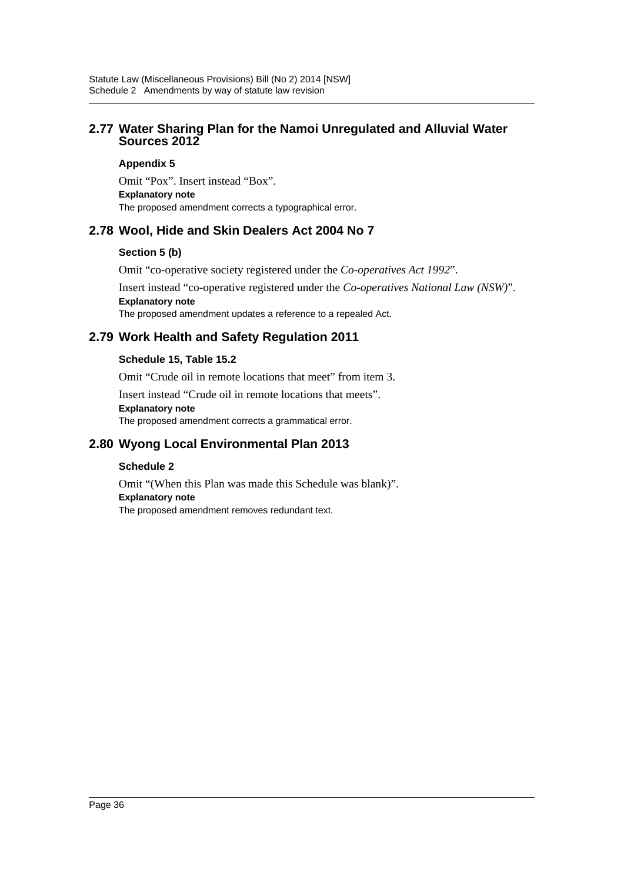## 2.77 Water Sharing Plan for the Namoi Unregulated and Alluvial Water Sources 2012

**Appendix 5**

Omit "Pox". Insert instead "Box".

**Explanatory note**

The proposed amendment corrects a typographical error.

## 2.78 Wool, Hide and Skin Dealers Act 2004 No 7

**Section 5 (b)**

Omit "co-operative society registered under the *Co-operatives Act 1992*".

Insert instead "co-operative registered under the *Co-operatives National Law (NSW)*".

**Explanatory note**

The proposed amendment updates a reference to a repealed Act.

## 2.79 Work Health and Safety Regulation 2011

**Schedule 15, Table 15.2**

Omit "Crude oil in remote locations that meet" from item 3.

Insert instead "Crude oil in remote locations that meets".

**Explanatory note**

The proposed amendment corrects a grammatical error.

## 2.80 Wyong Local Environmental Plan 2013

**Schedule 2**

Omit "(When this Plan was made this Schedule was blank)".

**Explanatory note**

The proposed amendment removes redundant text.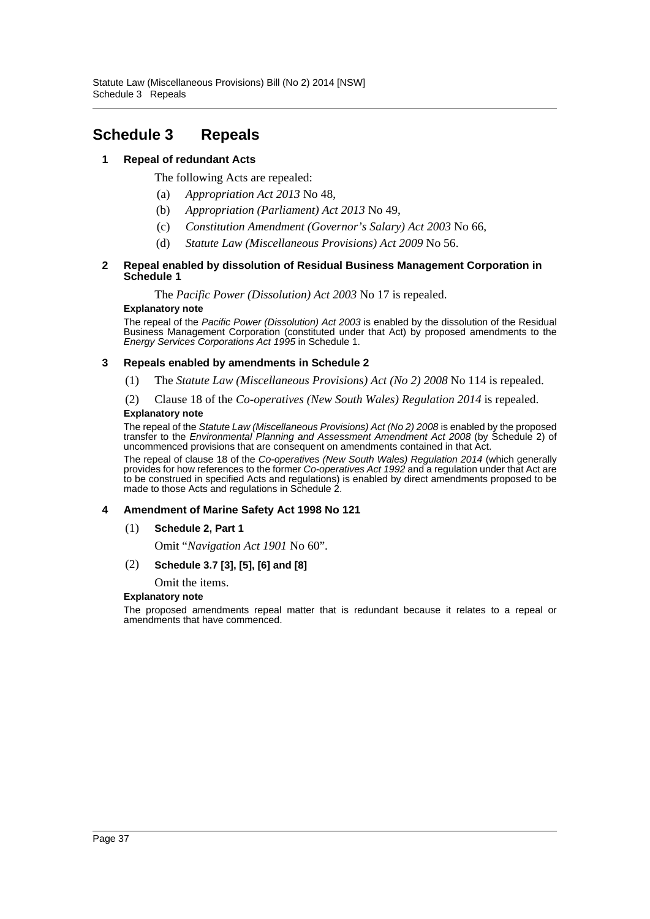# Schedule 3 Repeals

### 1 Repeal of redundant Acts

The following Acts are repealed:

(a) *Appropriation Act 2013* No 48,

(b) *Appropriation (Parliament) Act 2013* No 49,

(c) *Constitution Amendment (Governor's Salary) Act 2003* No 66,

(d) *Statute Law (Miscellaneous Provisions) Act 2009* No 56.

### 2 Repeal enabled by dissolution of Residual Business Management Corporation in Schedule 1

The *Pacific Power (Dissolution) Act 2003* No 17 is repealed.

**Explanatory note**

The repeal of the *Pacific Power (Dissolution) Act 2003* is enabled by the dissolution of the Residual Business Management Corporation (constituted under that Act) by proposed amendments to the *Energy Services Corporations Act 1995* in Schedule 1.

### 3 Repeals enabled by amendments in Schedule 2

(1) The *Statute Law (Miscellaneous Provisions) Act (No 2) 2008* No 114 is repealed.

(2) Clause 18 of the *Co-operatives (New South Wales) Regulation 2014* is repealed.

**Explanatory note**

The repeal of the *Statute Law (Miscellaneous Provisions) Act (No 2) 2008* is enabled by the proposed transfer to the *Environmental Planning and Assessment Amendment Act 2008* (by Schedule 2) of uncommenced provisions that are consequent on amendments contained in that Act.

The repeal of clause 18 of the *Co-operatives (New South Wales) Regulation 2014* (which generally provides for how references to the former *Co-operatives Act 1992* and a regulation under that Act are to be construed in specified Acts and regulations) is enabled by direct amendments proposed to be made to those Acts and regulations in Schedule 2.

### 4 Amendment of Marine Safety Act 1998 No 121

(1) **Schedule 2, Part 1**

Omit "*Navigation Act 1901* No 60".

(2) **Schedule 3.7 [3], [5], [6] and [8]**

Omit the items.

**Explanatory note**

The proposed amendments repeal matter that is redundant because it relates to a repeal or amendments that have commenced.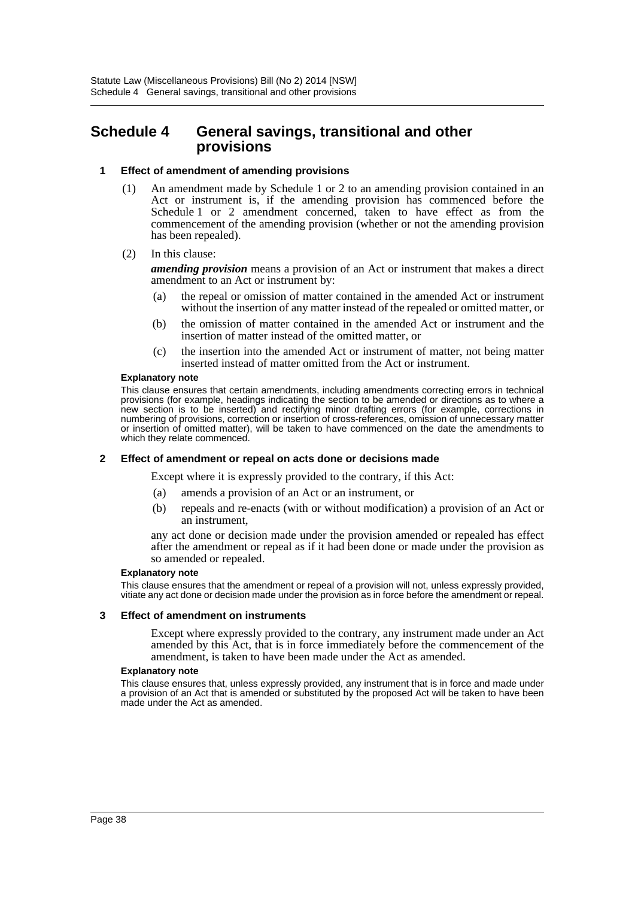# Schedule 4 General savings, transitional and other provisions

### 1 Effect of amendment of amending provisions

(1) An amendment made by Schedule 1 or 2 to an amending provision contained in an Act or instrument is, if the amending provision has commenced before the Schedule 1 or 2 amendment concerned, taken to have effect as from the commencement of the amending provision (whether or not the amending provision has been repealed).

(2) In this clause:

***amending provision*** means a provision of an Act or instrument that makes a direct amendment to an Act or instrument by:

(a) the repeal or omission of matter contained in the amended Act or instrument without the insertion of any matter instead of the repealed or omitted matter, or

(b) the omission of matter contained in the amended Act or instrument and the insertion of matter instead of the omitted matter, or

(c) the insertion into the amended Act or instrument of matter, not being matter inserted instead of matter omitted from the Act or instrument.

**Explanatory note**

This clause ensures that certain amendments, including amendments correcting errors in technical provisions (for example, headings indicating the section to be amended or directions as to where a new section is to be inserted) and rectifying minor drafting errors (for example, corrections in numbering of provisions, correction or insertion of cross-references, omission of unnecessary matter or insertion of omitted matter), will be taken to have commenced on the date the amendments to which they relate commenced.

### 2 Effect of amendment or repeal on acts done or decisions made

Except where it is expressly provided to the contrary, if this Act:

(a) amends a provision of an Act or an instrument, or

(b) repeals and re-enacts (with or without modification) a provision of an Act or an instrument,

any act done or decision made under the provision amended or repealed has effect after the amendment or repeal as if it had been done or made under the provision as so amended or repealed.

**Explanatory note**

This clause ensures that the amendment or repeal of a provision will not, unless expressly provided, vitiate any act done or decision made under the provision as in force before the amendment or repeal.

### 3 Effect of amendment on instruments

Except where expressly provided to the contrary, any instrument made under an Act amended by this Act, that is in force immediately before the commencement of the amendment, is taken to have been made under the Act as amended.

**Explanatory note**

This clause ensures that, unless expressly provided, any instrument that is in force and made under a provision of an Act that is amended or substituted by the proposed Act will be taken to have been made under the Act as amended.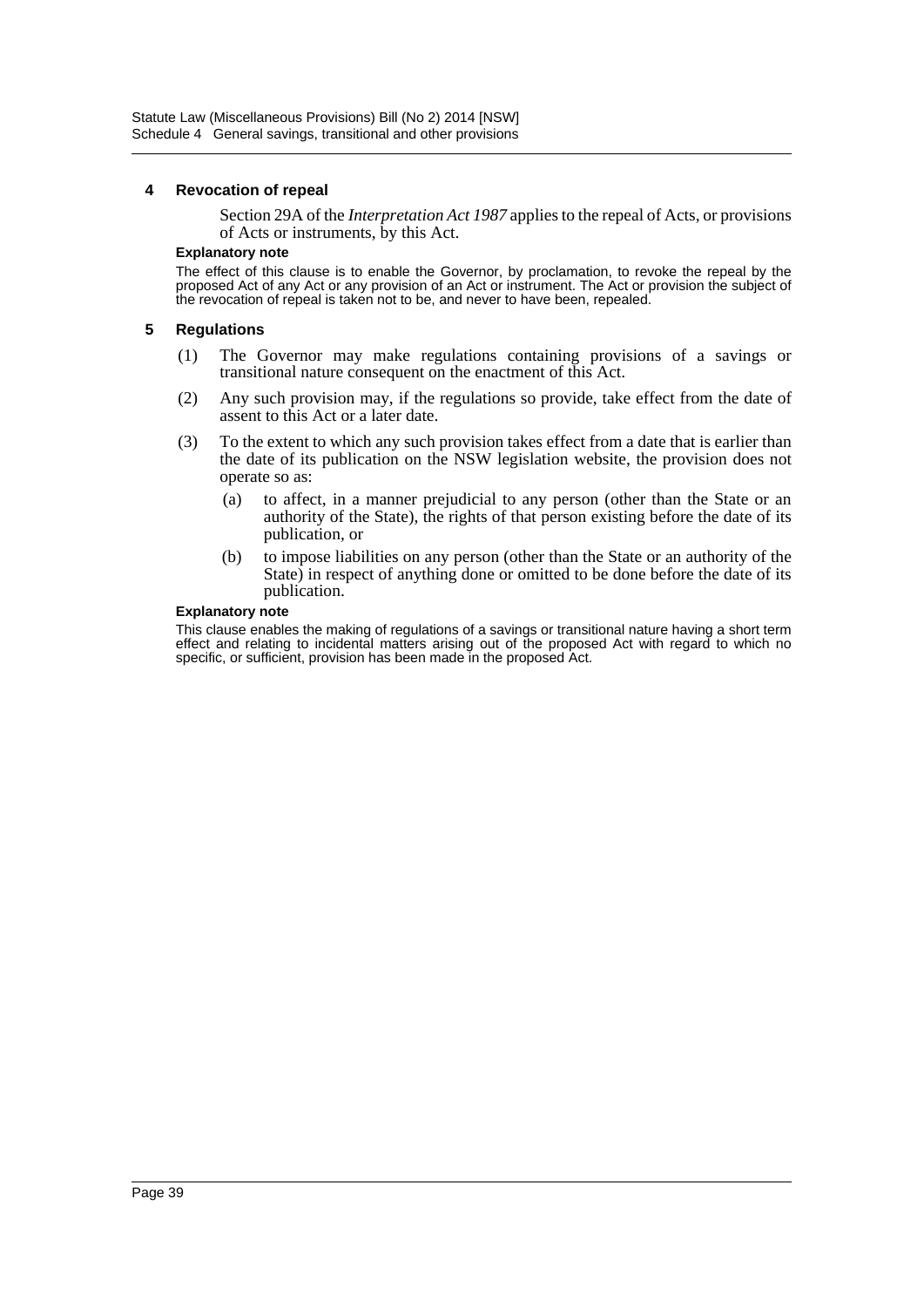### 4 Revocation of repeal

Section 29A of the *Interpretation Act 1987* applies to the repeal of Acts, or provisions of Acts or instruments, by this Act.

**Explanatory note**

The effect of this clause is to enable the Governor, by proclamation, to revoke the repeal by the proposed Act of any Act or any provision of an Act or instrument. The Act or provision the subject of the revocation of repeal is taken not to be, and never to have been, repealed.

### 5 Regulations

(1) The Governor may make regulations containing provisions of a savings or transitional nature consequent on the enactment of this Act.

(2) Any such provision may, if the regulations so provide, take effect from the date of assent to this Act or a later date.

(3) To the extent to which any such provision takes effect from a date that is earlier than the date of its publication on the NSW legislation website, the provision does not operate so as:

- (a) to affect, in a manner prejudicial to any person (other than the State or an authority of the State), the rights of that person existing before the date of its publication, or
- (b) to impose liabilities on any person (other than the State or an authority of the State) in respect of anything done or omitted to be done before the date of its publication.

**Explanatory note**

This clause enables the making of regulations of a savings or transitional nature having a short term effect and relating to incidental matters arising out of the proposed Act with regard to which no specific, or sufficient, provision has been made in the proposed Act.